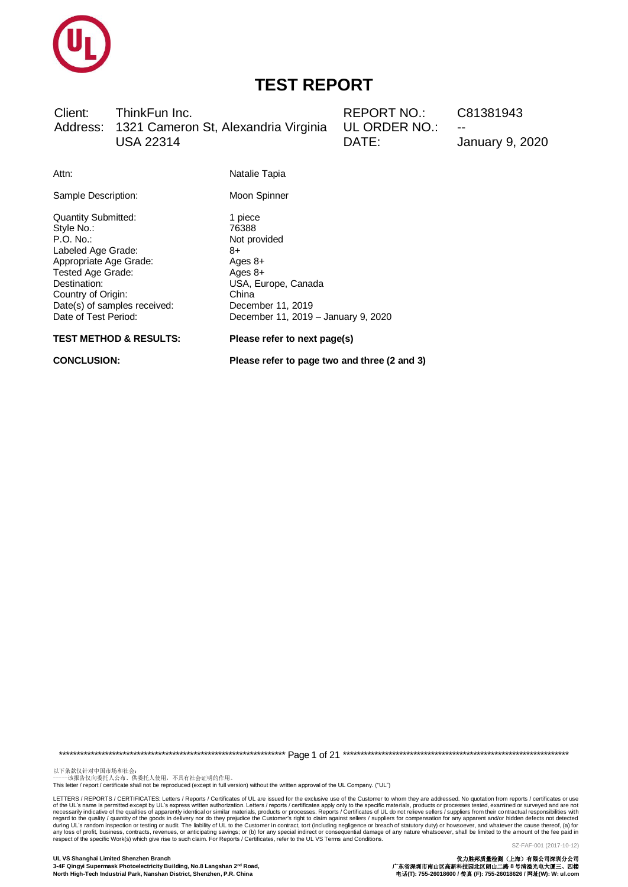# TEST REPORT

| Client: | ThinkFun Inc. | REPORT NO.: | C81381943 |
|---|---|---|---|
| Address: | 1321 Cameron St, Alexandria Virginia USA 22314 | UL ORDER NO.: | -- |
| | | DATE: | January 9, 2020 |

Attn: Natalie Tapia

Sample Description: Moon Spinner

| | |
|---|---|
| Quantity Submitted: | 1 piece |
| Style No.: | 76388 |
| P.O. No.: | Not provided |
| Labeled Age Grade: | 8+ |
| Appropriate Age Grade: | Ages 8+ |
| Tested Age Grade: | Ages 8+ |
| Destination: | USA, Europe, Canada |
| Country of Origin: | China |
| Date(s) of samples received: | December 11, 2019 |
| Date of Test Period: | December 11, 2019 – January 9, 2020 |

**TEST METHOD & RESULTS:** **Please refer to next page(s)**

**CONCLUSION:** **Please refer to page two and three (2 and 3)**

以下条款仅针对中国市场和社会：
——该报告仅向委托人公布、供委托人使用，不具有社会证明的作用。
This letter / report / certificate shall not be reproduced (except in full version) without the written approval of the UL Company. ("UL")

LETTERS / REPORTS / CERTIFICATES: Letters / Reports / Certificates of UL are issued for the exclusive use of the Customer to whom they are addressed. No quotation from reports / certificates or use of the UL's name is permitted except by UL's express written authorization. Letters / reports / certificates apply only to the specific materials, products or processes tested, examined or surveyed and are not necessarily indicative of the qualities of apparently identical or similar materials, products or processes. Reports / Certificates of UL do not relieve sellers / suppliers from their contractual responsibilities with regard to the quality / quantity of the goods in delivery nor do they prejudice the Customer's right to claim against sellers / suppliers for compensation for any apparent and/or hidden defects not detected during UL's random inspection or testing or audit. The liability of UL to the Customer in contract, tort (including negligence or breach of statutory duty) or howsoever, and whatever the cause thereof, (a) for any loss of profit, business, contracts, revenues, or anticipating savings; or (b) for any special indirect or consequential damage of any nature whatsoever, shall be limited to the amount of the fee paid in respect of the specific Work(s) which give rise to such claim. For Reports / Certificates, refer to the UL VS Terms and Conditions.

SZ-FAF-001 (2017-10-12)

**UL VS Shanghai Limited Shenzhen Branch**
**3-4F Qingyi Supermask Photoelectricity Building, No.8 Langshan 2nd Road, North High-Tech Industrial Park, Nanshan District, Shenzhen, P.R. China**

**优力胜邦质量检测（上海）有限公司深圳分公司**
**广东省深圳市南山区高新科技园北区朗山二路 8 号清溢光电大厦三、四楼**
**电话(T): 755-26018600 / 传真 (F): 755-26018626 / 网址(W): W: ul.com**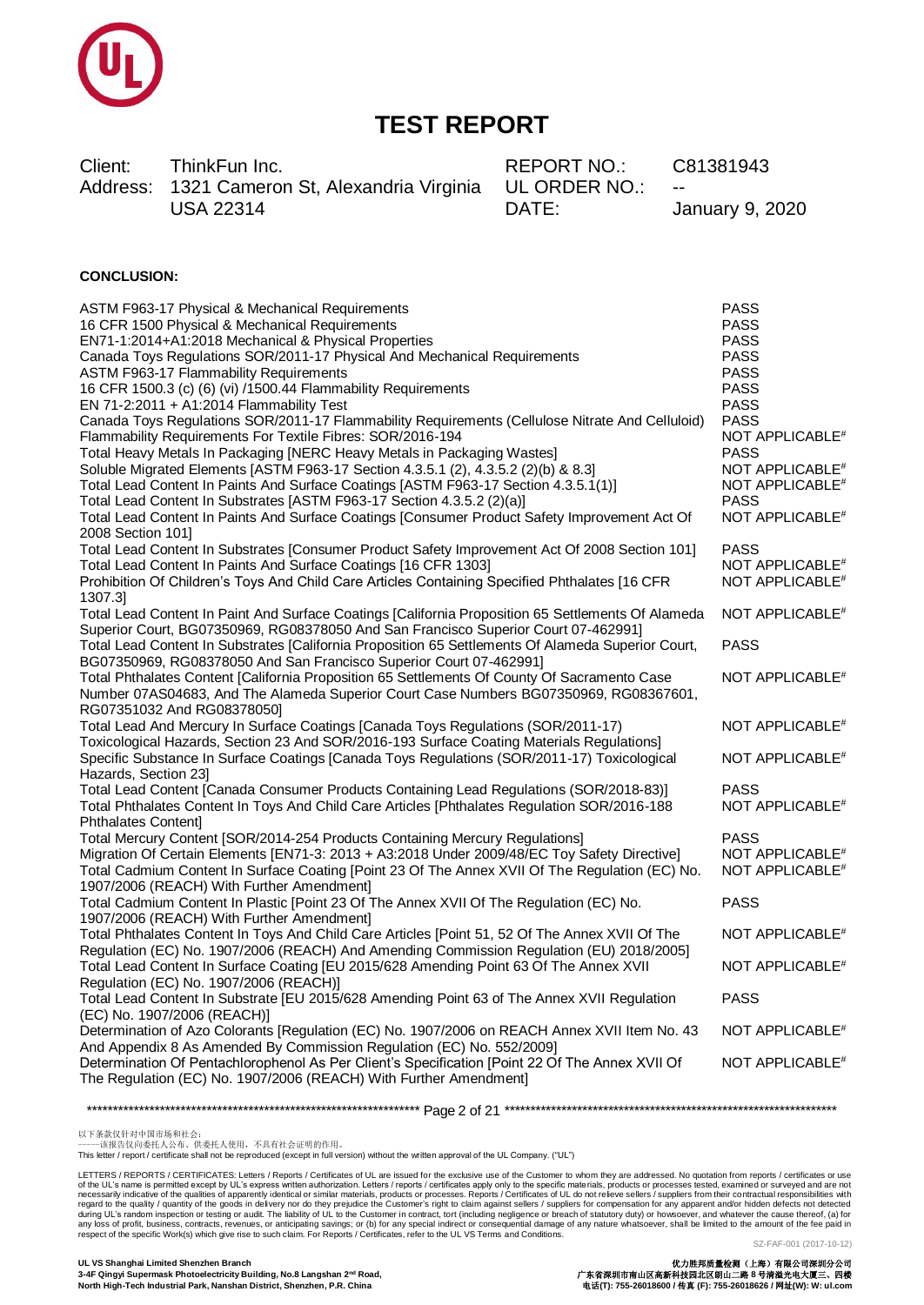# TEST REPORT

| Client: | ThinkFun Inc. | REPORT NO.: | C81381943 |
|---|---|---|---|
| Address: | 1321 Cameron St, Alexandria Virginia USA 22314 | UL ORDER NO.: | -- |
| | | DATE: | January 9, 2020 |

**CONCLUSION:**

| Test | Result |
|---|---|
| ASTM F963-17 Physical & Mechanical Requirements | PASS |
| 16 CFR 1500 Physical & Mechanical Requirements | PASS |
| EN71-1:2014+A1:2018 Mechanical & Physical Properties | PASS |
| Canada Toys Regulations SOR/2011-17 Physical And Mechanical Requirements | PASS |
| ASTM F963-17 Flammability Requirements | PASS |
| 16 CFR 1500.3 (c) (6) (vi) /1500.44 Flammability Requirements | PASS |
| EN 71-2:2011 + A1:2014 Flammability Test | PASS |
| Canada Toys Regulations SOR/2011-17 Flammability Requirements (Cellulose Nitrate And Celluloid) | PASS |
| Flammability Requirements For Textile Fibres: SOR/2016-194 | NOT APPLICABLE# |
| Total Heavy Metals In Packaging [NERC Heavy Metals in Packaging Wastes] | PASS |
| Soluble Migrated Elements [ASTM F963-17 Section 4.3.5.1 (2), 4.3.5.2 (2)(b) & 8.3] | NOT APPLICABLE# |
| Total Lead Content In Paints And Surface Coatings [ASTM F963-17 Section 4.3.5.1(1)] | NOT APPLICABLE# |
| Total Lead Content In Substrates [ASTM F963-17 Section 4.3.5.2 (2)(a)] | PASS |
| Total Lead Content In Paints And Surface Coatings [Consumer Product Safety Improvement Act Of 2008 Section 101] | NOT APPLICABLE# |
| Total Lead Content In Substrates [Consumer Product Safety Improvement Act Of 2008 Section 101] | PASS |
| Total Lead Content In Paints And Surface Coatings [16 CFR 1303] | NOT APPLICABLE# |
| Prohibition Of Children's Toys And Child Care Articles Containing Specified Phthalates [16 CFR 1307.3] | NOT APPLICABLE# |
| Total Lead Content In Paint And Surface Coatings [California Proposition 65 Settlements Of Alameda Superior Court, BG07350969, RG08378050 And San Francisco Superior Court 07-462991] | NOT APPLICABLE# |
| Total Lead Content In Substrates [California Proposition 65 Settlements Of Alameda Superior Court, BG07350969, RG08378050 And San Francisco Superior Court 07-462991] | PASS |
| Total Phthalates Content [California Proposition 65 Settlements Of County Of Sacramento Case Number 07AS04683, And The Alameda Superior Court Case Numbers BG07350969, RG08367601, RG07351032 And RG08378050] | NOT APPLICABLE# |
| Total Lead And Mercury In Surface Coatings [Canada Toys Regulations (SOR/2011-17) Toxicological Hazards, Section 23 And SOR/2016-193 Surface Coating Materials Regulations] | NOT APPLICABLE# |
| Specific Substance In Surface Coatings [Canada Toys Regulations (SOR/2011-17) Toxicological Hazards, Section 23] | NOT APPLICABLE# |
| Total Lead Content [Canada Consumer Products Containing Lead Regulations (SOR/2018-83)] | PASS |
| Total Phthalates Content In Toys And Child Care Articles [Phthalates Regulation SOR/2016-188 Phthalates Content] | NOT APPLICABLE# |
| Total Mercury Content [SOR/2014-254 Products Containing Mercury Regulations] | PASS |
| Migration Of Certain Elements [EN71-3: 2013 + A3:2018 Under 2009/48/EC Toy Safety Directive] | NOT APPLICABLE# |
| Total Cadmium Content In Surface Coating [Point 23 Of The Annex XVII Of The Regulation (EC) No. 1907/2006 (REACH) With Further Amendment] | NOT APPLICABLE# |
| Total Cadmium Content In Plastic [Point 23 Of The Annex XVII Of The Regulation (EC) No. 1907/2006 (REACH) With Further Amendment] | PASS |
| Total Phthalates Content In Toys And Child Care Articles [Point 51, 52 Of The Annex XVII Of The Regulation (EC) No. 1907/2006 (REACH) And Amending Commission Regulation (EU) 2018/2005] | NOT APPLICABLE# |
| Total Lead Content In Surface Coating [EU 2015/628 Amending Point 63 Of The Annex XVII Regulation (EC) No. 1907/2006 (REACH)] | NOT APPLICABLE# |
| Total Lead Content In Substrate [EU 2015/628 Amending Point 63 of The Annex XVII Regulation (EC) No. 1907/2006 (REACH)] | PASS |
| Determination of Azo Colorants [Regulation (EC) No. 1907/2006 on REACH Annex XVII Item No. 43 And Appendix 8 As Amended By Commission Regulation (EC) No. 552/2009] | NOT APPLICABLE# |
| Determination Of Pentachlorophenol As Per Client's Specification [Point 22 Of The Annex XVII Of The Regulation (EC) No. 1907/2006 (REACH) With Further Amendment] | NOT APPLICABLE# |

以下条款仅针对中国市场和社会：
——该报告仅向委托人公布、供委托人使用，不具有社会证明的作用。
This letter / report / certificate shall not be reproduced (except in full version) without the written approval of the UL Company. ("UL")

LETTERS / REPORTS / CERTIFICATES: Letters / Reports / Certificates of UL are issued for the exclusive use of the Customer to whom they are addressed. No quotation from reports / certificates or use of the UL's name is permitted except by UL's express written authorization. Letters / reports / certificates apply only to the specific materials, products or processes tested, examined or surveyed and are not necessarily indicative of the qualities of apparently identical or similar materials, products or processes. Reports / Certificates of UL do not relieve sellers / suppliers from their contractual responsibilities with regard to the quality / quantity of the goods in delivery nor do they prejudice the Customer's right to claim against sellers / suppliers for compensation for any apparent and/or hidden defects not detected during UL's random inspection or testing or audit. The liability of UL to the Customer in contract, tort (including negligence or breach of statutory duty) or howsoever, and whatever the cause thereof, (a) for any loss of profit, business, contracts, revenues, or anticipating savings; or (b) for any special indirect or consequential damage of any nature whatsoever, shall be limited to the amount of the fee paid in respect of the specific Work(s) which give rise to such claim. For Reports / Certificates, refer to the UL VS Terms and Conditions.

SZ-FAF-001 (2017-10-12)

**UL VS Shanghai Limited Shenzhen Branch**
**3-4F Qingyi Supermask Photoelectricity Building, No.8 Langshan 2nd Road, North High-Tech Industrial Park, Nanshan District, Shenzhen, P.R. China**

**优力胜邦质量检测（上海）有限公司深圳分公司**
**广东省深圳市南山区高新科技园北区朗山二路 8 号清溢光电大厦三、四楼**
**电话(T): 755-26018600 / 传真 (F): 755-26018626 / 网址(W): W: ul.com**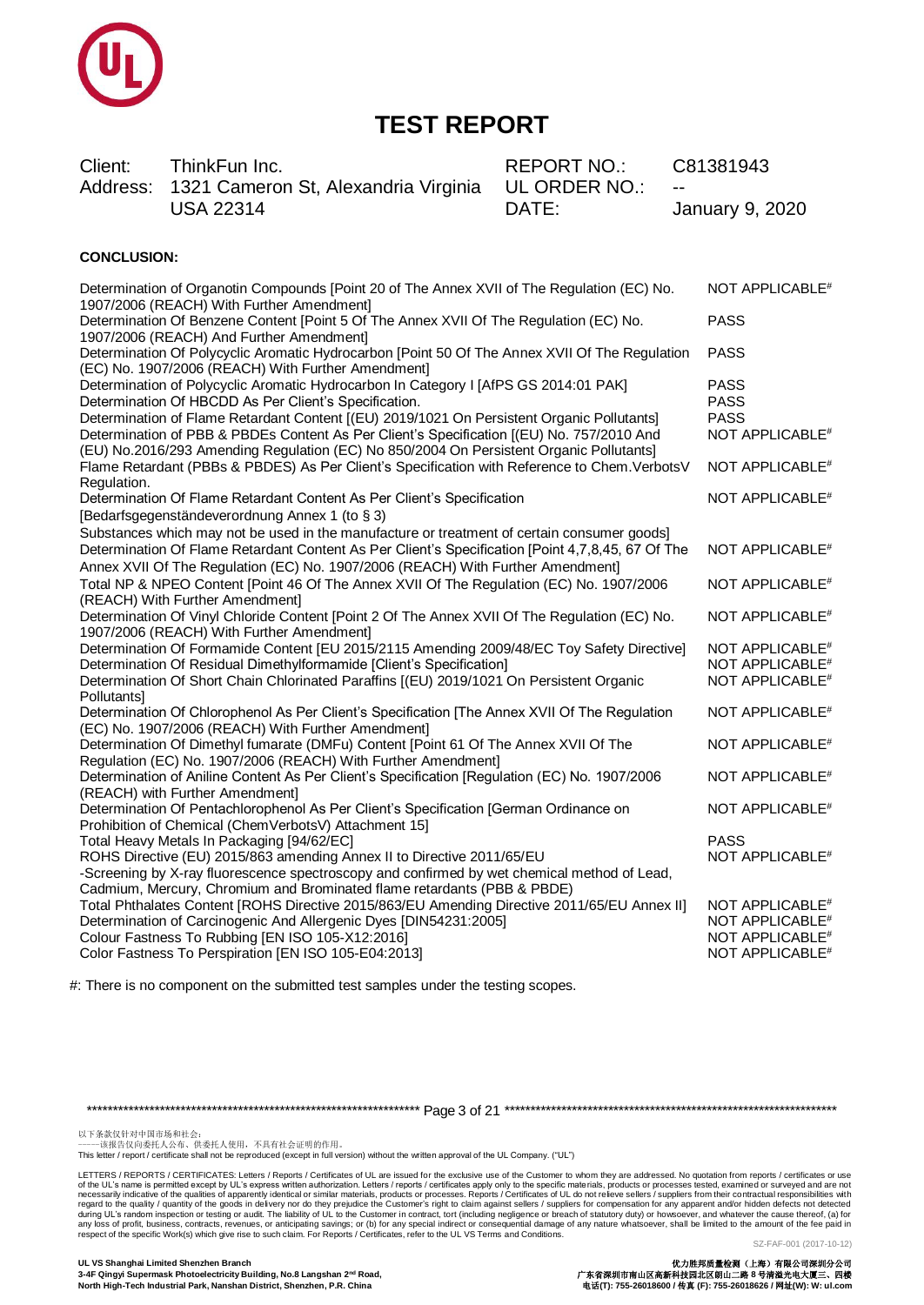# TEST REPORT

| | | | |
|---|---|---|---|
| Client: | ThinkFun Inc. | REPORT NO.: | C81381943 |
| Address: | 1321 Cameron St, Alexandria Virginia USA 22314 | UL ORDER NO.: | -- |
| | | DATE: | January 9, 2020 |

**CONCLUSION:**

| | |
|---|---|
| Determination of Organotin Compounds [Point 20 of The Annex XVII of The Regulation (EC) No. 1907/2006 (REACH) With Further Amendment] | NOT APPLICABLE# |
| Determination Of Benzene Content [Point 5 Of The Annex XVII Of The Regulation (EC) No. 1907/2006 (REACH) And Further Amendment] | PASS |
| Determination Of Polycyclic Aromatic Hydrocarbon [Point 50 Of The Annex XVII Of The Regulation (EC) No. 1907/2006 (REACH) With Further Amendment] | PASS |
| Determination of Polycyclic Aromatic Hydrocarbon In Category I [AfPS GS 2014:01 PAK] | PASS |
| Determination Of HBCDD As Per Client's Specification. | PASS |
| Determination of Flame Retardant Content [(EU) 2019/1021 On Persistent Organic Pollutants] | PASS |
| Determination of PBB & PBDEs Content As Per Client's Specification [(EU) No. 757/2010 And (EU) No.2016/293 Amending Regulation (EC) No 850/2004 On Persistent Organic Pollutants] | NOT APPLICABLE# |
| Flame Retardant (PBBs & PBDES) As Per Client's Specification with Reference to Chem.VerbotsV Regulation. | NOT APPLICABLE# |
| Determination Of Flame Retardant Content As Per Client's Specification [Bedarfsgegenständeverordnung Annex 1 (to § 3) Substances which may not be used in the manufacture or treatment of certain consumer goods] | NOT APPLICABLE# |
| Determination Of Flame Retardant Content As Per Client's Specification [Point 4,7,8,45, 67 Of The Annex XVII Of The Regulation (EC) No. 1907/2006 (REACH) With Further Amendment] | NOT APPLICABLE# |
| Total NP & NPEO Content [Point 46 Of The Annex XVII Of The Regulation (EC) No. 1907/2006 (REACH) With Further Amendment] | NOT APPLICABLE# |
| Determination Of Vinyl Chloride Content [Point 2 Of The Annex XVII Of The Regulation (EC) No. 1907/2006 (REACH) With Further Amendment] | NOT APPLICABLE# |
| Determination Of Formamide Content [EU 2015/2115 Amending 2009/48/EC Toy Safety Directive] | NOT APPLICABLE# |
| Determination Of Residual Dimethylformamide [Client's Specification] | NOT APPLICABLE# |
| Determination Of Short Chain Chlorinated Paraffins [(EU) 2019/1021 On Persistent Organic Pollutants] | NOT APPLICABLE# |
| Determination Of Chlorophenol As Per Client's Specification [The Annex XVII Of The Regulation (EC) No. 1907/2006 (REACH) With Further Amendment] | NOT APPLICABLE# |
| Determination Of Dimethyl fumarate (DMFu) Content [Point 61 Of The Annex XVII Of The Regulation (EC) No. 1907/2006 (REACH) With Further Amendment] | NOT APPLICABLE# |
| Determination of Aniline Content As Per Client's Specification [Regulation (EC) No. 1907/2006 (REACH) with Further Amendment] | NOT APPLICABLE# |
| Determination Of Pentachlorophenol As Per Client's Specification [German Ordinance on Prohibition of Chemical (ChemVerbotsV) Attachment 15] | NOT APPLICABLE# |
| Total Heavy Metals In Packaging [94/62/EC] | PASS |
| ROHS Directive (EU) 2015/863 amending Annex II to Directive 2011/65/EU -Screening by X-ray fluorescence spectroscopy and confirmed by wet chemical method of Lead, Cadmium, Mercury, Chromium and Brominated flame retardants (PBB & PBDE) | NOT APPLICABLE# |
| Total Phthalates Content [ROHS Directive 2015/863/EU Amending Directive 2011/65/EU Annex II] | NOT APPLICABLE# |
| Determination of Carcinogenic And Allergenic Dyes [DIN54231:2005] | NOT APPLICABLE# |
| Colour Fastness To Rubbing [EN ISO 105-X12:2016] | NOT APPLICABLE# |
| Color Fastness To Perspiration [EN ISO 105-E04:2013] | NOT APPLICABLE# |

#: There is no component on the submitted test samples under the testing scopes.

以下条款仅针对中国市场和社会：
——该报告仅向委托人公布、供委托人使用，不具有社会证明的作用。
This letter / report / certificate shall not be reproduced (except in full version) without the written approval of the UL Company. ("UL")

LETTERS / REPORTS / CERTIFICATES: Letters / Reports / Certificates of UL are issued for the exclusive use of the Customer to whom they are addressed. No quotation from reports / certificates or use of the UL's name is permitted except by UL's express written authorization. Letters / reports / certificates apply only to the specific materials, products or processes tested, examined or surveyed and are not necessarily indicative of the qualities of apparently identical or similar materials, products or processes. Reports / Certificates of UL do not relieve sellers / suppliers from their contractual responsibilities with regard to the quality / quantity of the goods in delivery nor do they prejudice the Customer's right to claim against sellers / suppliers for compensation for any apparent and/or hidden defects not detected during UL's random inspection or testing or audit. The liability of UL to the Customer in contract, tort (including negligence or breach of statutory duty) or howsoever, and whatever the cause thereof, (a) for any loss of profit, business, contracts, revenues, or anticipating savings; or (b) for any special indirect or consequential damage of any nature whatsoever, shall be limited to the amount of the fee paid in respect of the specific Work(s) which give rise to such claim. For Reports / Certificates, refer to the UL VS Terms and Conditions.

SZ-FAF-001 (2017-10-12)

**UL VS Shanghai Limited Shenzhen Branch**
**3-4F Qingyi Supermask Photoelectricity Building, No.8 Langshan 2nd Road, North High-Tech Industrial Park, Nanshan District, Shenzhen, P.R. China**

**优力胜邦质量检测（上海）有限公司深圳分公司**
**广东省深圳市南山区高新科技园北区朗山二路 8 号清溢光电大厦三、四楼**
**电话(T): 755-26018600 / 传真 (F): 755-26018626 / 网址(W): W: ul.com**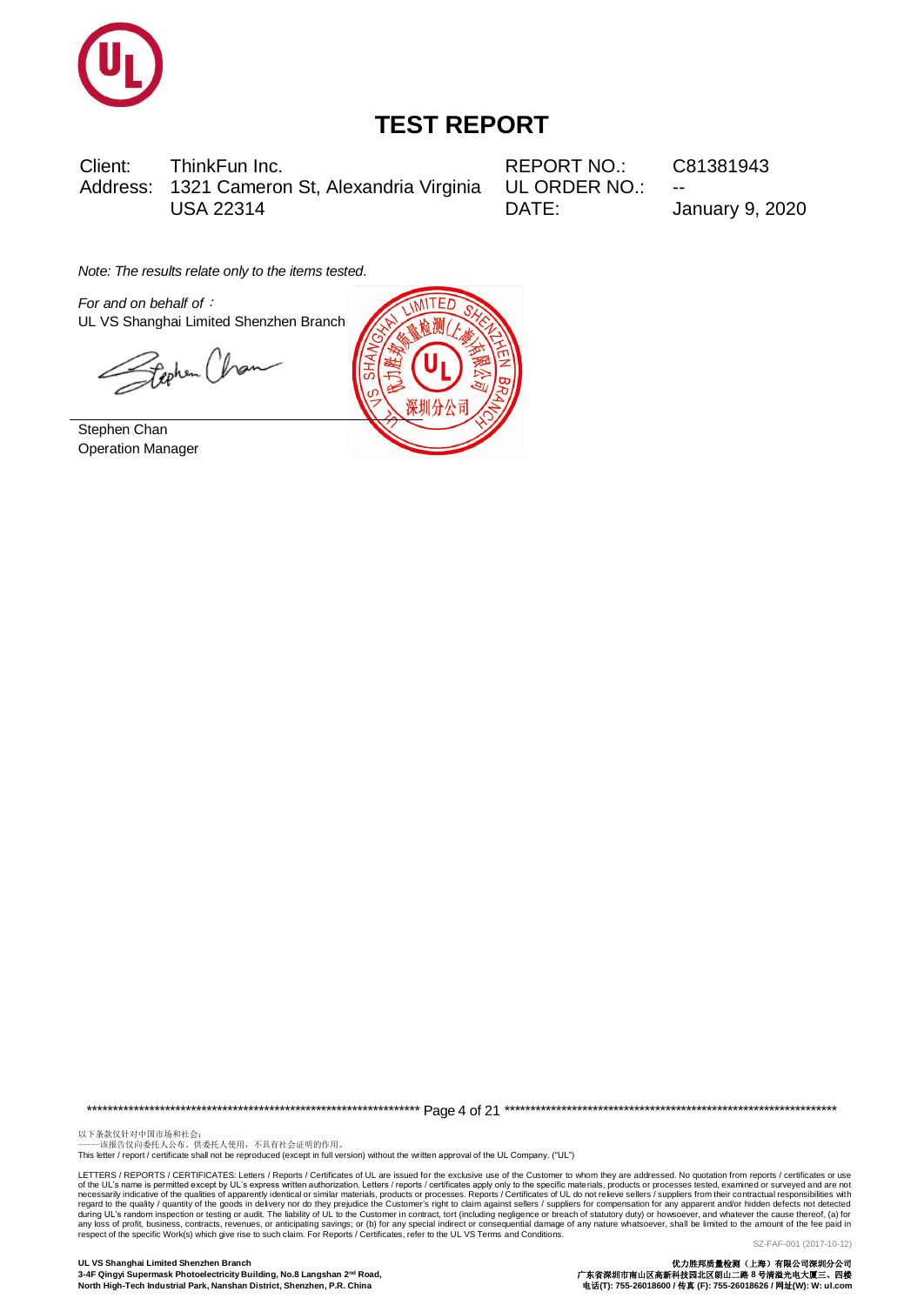# TEST REPORT

| | | | |
|---|---|---|---|
| Client: | ThinkFun Inc. | REPORT NO.: | C81381943 |
| Address: | 1321 Cameron St, Alexandria Virginia USA 22314 | UL ORDER NO.: | -- |
| | | DATE: | January 9, 2020 |

*Note: The results relate only to the items tested.*

*For and on behalf of*：
UL VS Shanghai Limited Shenzhen Branch

Stephen Chan
Operation Manager

以下条款仅针对中国市场和社会：
——该报告仅向委托人公布、供委托人使用，不具有社会证明的作用。
This letter / report / certificate shall not be reproduced (except in full version) without the written approval of the UL Company. ("UL")

LETTERS / REPORTS / CERTIFICATES: Letters / Reports / Certificates of UL are issued for the exclusive use of the Customer to whom they are addressed. No quotation from reports / certificates or use of the UL's name is permitted except by UL's express written authorization. Letters / reports / certificates apply only to the specific materials, products or processes tested, examined or surveyed and are not necessarily indicative of the qualities of apparently identical or similar materials, products or processes. Reports / Certificates of UL do not relieve sellers / suppliers from their contractual responsibilities with regard to the quality / quantity of the goods in delivery nor do they prejudice the Customer's right to claim against sellers / suppliers for compensation for any apparent and/or hidden defects not detected during UL's random inspection or testing or audit. The liability of UL to the Customer in contract, tort (including negligence or breach of statutory duty) or howsoever, and whatever the cause thereof, (a) for any loss of profit, business, contracts, revenues, or anticipating savings; or (b) for any special indirect or consequential damage of any nature whatsoever, shall be limited to the amount of the fee paid in respect of the specific Work(s) which give rise to such claim. For Reports / Certificates, refer to the UL VS Terms and Conditions.

SZ-FAF-001 (2017-10-12)

**UL VS Shanghai Limited Shenzhen Branch**
**3-4F Qingyi Supermask Photoelectricity Building, No.8 Langshan 2nd Road, North High-Tech Industrial Park, Nanshan District, Shenzhen, P.R. China**

**优力胜邦质量检测（上海）有限公司深圳分公司**
**广东省深圳市南山区高新科技园北区朗山二路 8 号清溢光电大厦三、四楼**
**电话(T): 755-26018600 / 传真 (F): 755-26018626 / 网址(W): W: ul.com**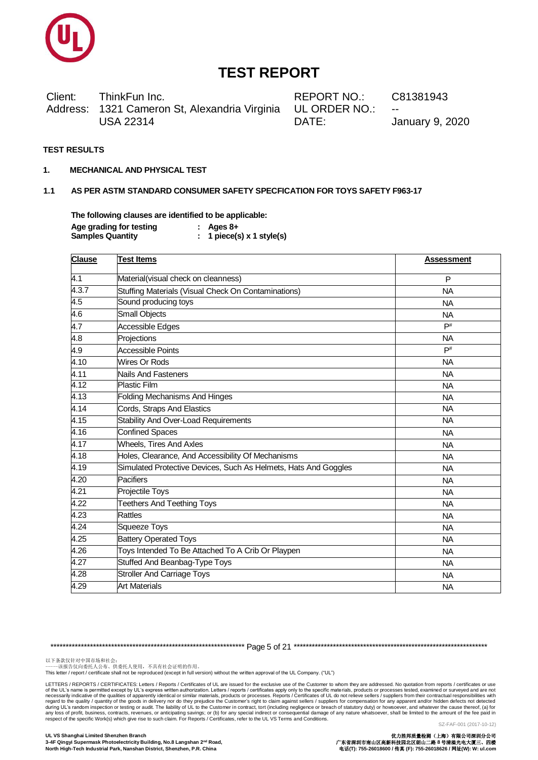# TEST REPORT

| | | | |
|---|---|---|---|
| Client: | ThinkFun Inc. | REPORT NO.: | C81381943 |
| Address: | 1321 Cameron St, Alexandria Virginia USA 22314 | UL ORDER NO.: | -- |
| | | DATE: | January 9, 2020 |

**TEST RESULTS**

**1. MECHANICAL AND PHYSICAL TEST**

**1.1 AS PER ASTM STANDARD CONSUMER SAFETY SPECFICATION FOR TOYS SAFETY F963-17**

**The following clauses are identified to be applicable:**

**Age grading for testing : Ages 8+**
**Samples Quantity : 1 piece(s) x 1 style(s)**

| Clause | Test Items | Assessment |
|---|---|---|
| 4.1 | Material(visual check on cleanness) | P |
| 4.3.7 | Stuffing Materials (Visual Check On Contaminations) | NA |
| 4.5 | Sound producing toys | NA |
| 4.6 | Small Objects | NA |
| 4.7 | Accessible Edges | P# |
| 4.8 | Projections | NA |
| 4.9 | Accessible Points | P# |
| 4.10 | Wires Or Rods | NA |
| 4.11 | Nails And Fasteners | NA |
| 4.12 | Plastic Film | NA |
| 4.13 | Folding Mechanisms And Hinges | NA |
| 4.14 | Cords, Straps And Elastics | NA |
| 4.15 | Stability And Over-Load Requirements | NA |
| 4.16 | Confined Spaces | NA |
| 4.17 | Wheels, Tires And Axles | NA |
| 4.18 | Holes, Clearance, And Accessibility Of Mechanisms | NA |
| 4.19 | Simulated Protective Devices, Such As Helmets, Hats And Goggles | NA |
| 4.20 | Pacifiers | NA |
| 4.21 | Projectile Toys | NA |
| 4.22 | Teethers And Teething Toys | NA |
| 4.23 | Rattles | NA |
| 4.24 | Squeeze Toys | NA |
| 4.25 | Battery Operated Toys | NA |
| 4.26 | Toys Intended To Be Attached To A Crib Or Playpen | NA |
| 4.27 | Stuffed And Beanbag-Type Toys | NA |
| 4.28 | Stroller And Carriage Toys | NA |
| 4.29 | Art Materials | NA |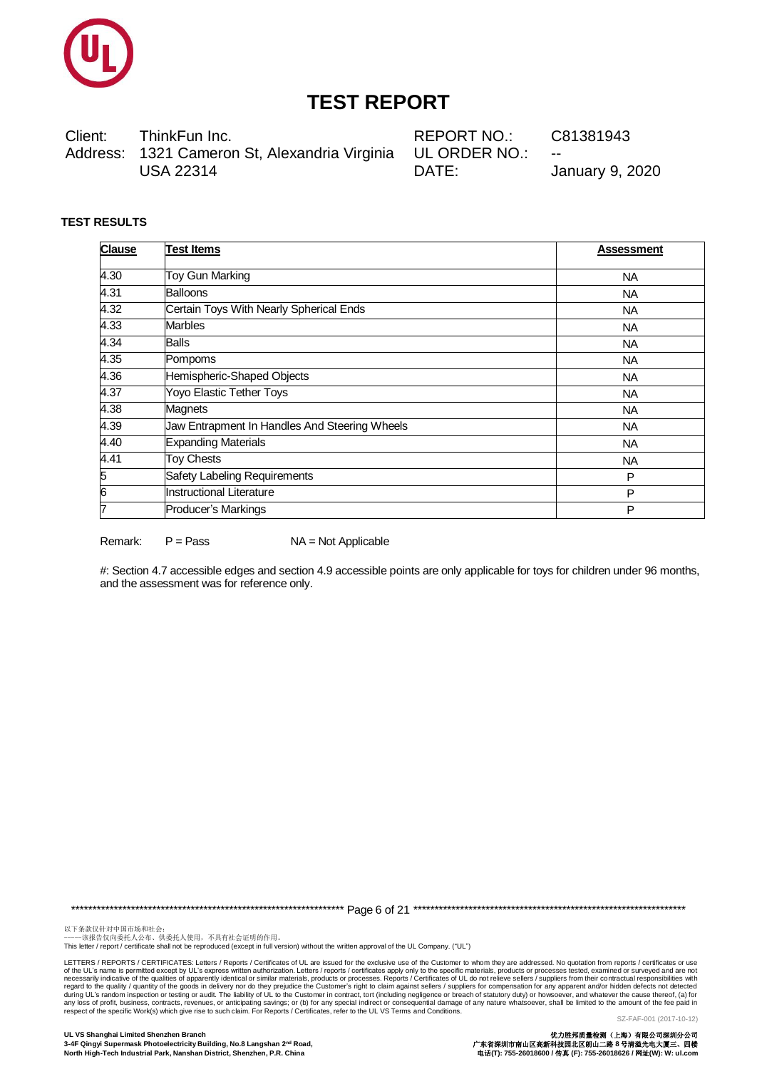# TEST REPORT

Client: ThinkFun Inc.
Address: 1321 Cameron St, Alexandria Virginia USA 22314

REPORT NO.: C81381943
UL ORDER NO.: --
DATE: January 9, 2020

**TEST RESULTS**

| Clause | Test Items | Assessment |
|---|---|---|
| 4.30 | Toy Gun Marking | NA |
| 4.31 | Balloons | NA |
| 4.32 | Certain Toys With Nearly Spherical Ends | NA |
| 4.33 | Marbles | NA |
| 4.34 | Balls | NA |
| 4.35 | Pompoms | NA |
| 4.36 | Hemispheric-Shaped Objects | NA |
| 4.37 | Yoyo Elastic Tether Toys | NA |
| 4.38 | Magnets | NA |
| 4.39 | Jaw Entrapment In Handles And Steering Wheels | NA |
| 4.40 | Expanding Materials | NA |
| 4.41 | Toy Chests | NA |
| 5 | Safety Labeling Requirements | P |
| 6 | Instructional Literature | P |
| 7 | Producer's Markings | P |

Remark: P = Pass NA = Not Applicable

#: Section 4.7 accessible edges and section 4.9 accessible points are only applicable for toys for children under 96 months, and the assessment was for reference only.

以下条款仅针对中国市场和社会：
——该报告仅向委托人公布、供委托人使用，不具有社会证明的作用。
This letter / report / certificate shall not be reproduced (except in full version) without the written approval of the UL Company. ("UL")

LETTERS / REPORTS / CERTIFICATES: Letters / Reports / Certificates of UL are issued for the exclusive use of the Customer to whom they are addressed. No quotation from reports / certificates or use of the UL's name is permitted except by UL's express written authorization. Letters / reports / certificates apply only to the specific materials, products or processes tested, examined or surveyed and are not necessarily indicative of the qualities of apparently identical or similar materials, products or processes. Reports / Certificates of UL do not relieve sellers / suppliers from their contractual responsibilities with regard to the quality / quantity of the goods in delivery nor do they prejudice the Customer's right to claim against sellers / suppliers for compensation for any apparent and/or hidden defects not detected during UL's random inspection or testing or audit. The liability of UL to the Customer in contract, tort (including negligence or breach of statutory duty) or howsoever, and whatever the cause thereof, (a) for any loss of profit, business, contracts, revenues, or anticipating savings; or (b) for any special indirect or consequential damage of any nature whatsoever, shall be limited to the amount of the fee paid in respect of the specific Work(s) which give rise to such claim. For Reports / Certificates, refer to the UL VS Terms and Conditions.

SZ-FAF-001 (2017-10-12)

**UL VS Shanghai Limited Shenzhen Branch**
**3-4F Qingyi Supermask Photoelectricity Building, No.8 Langshan 2nd Road, North High-Tech Industrial Park, Nanshan District, Shenzhen, P.R. China**

**优力胜邦质量检测（上海）有限公司深圳分公司**
**广东省深圳市南山区高新科技园北区朗山二路 8 号清溢光电大厦三、四楼**
**电话(T): 755-26018600 / 传真 (F): 755-26018626 / 网址(W): W: ul.com**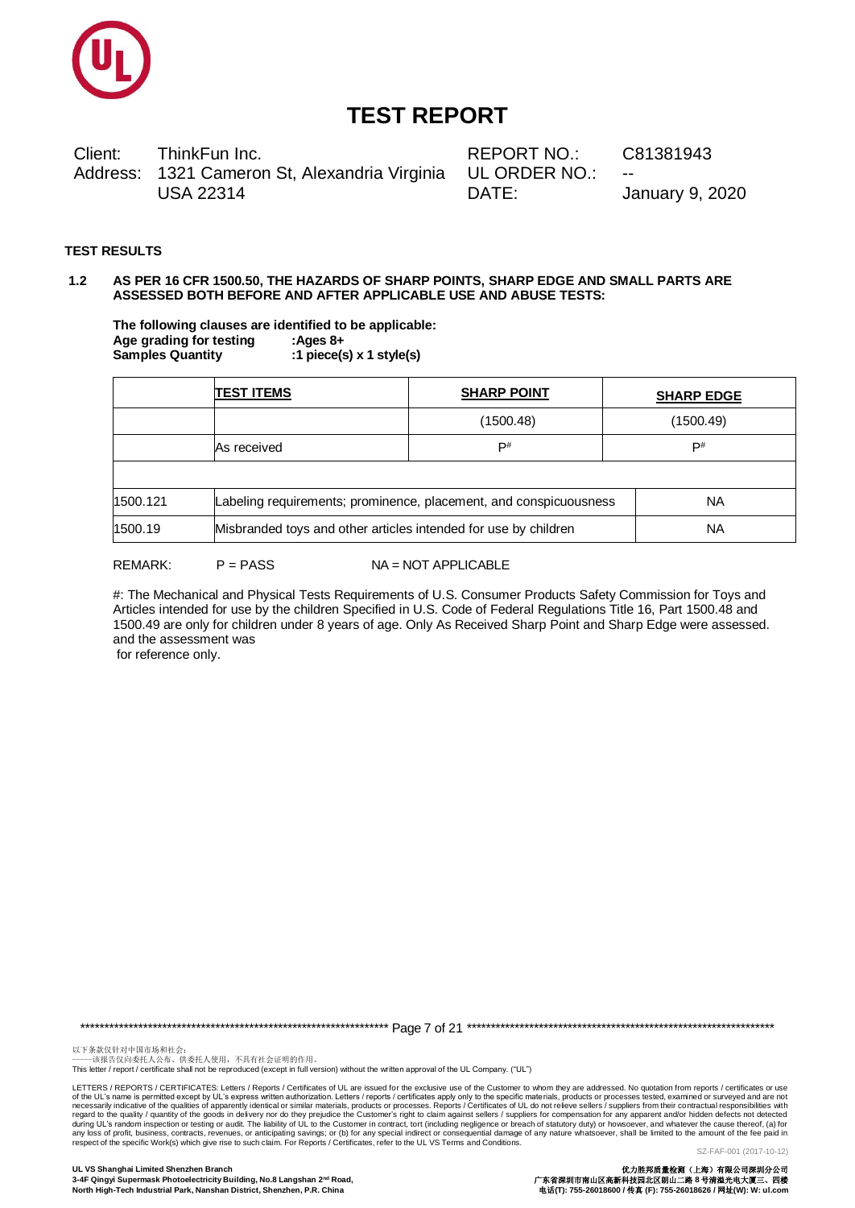# TEST REPORT

| Client: | ThinkFun Inc. | REPORT NO.: | C81381943 |
|---|---|---|---|
| Address: | 1321 Cameron St, Alexandria Virginia USA 22314 | UL ORDER NO.: | -- |
| | | DATE: | January 9, 2020 |

**TEST RESULTS**

**1.2 AS PER 16 CFR 1500.50, THE HAZARDS OF SHARP POINTS, SHARP EDGE AND SMALL PARTS ARE ASSESSED BOTH BEFORE AND AFTER APPLICABLE USE AND ABUSE TESTS:**

**The following clauses are identified to be applicable:**
**Age grading for testing :Ages 8+**
**Samples Quantity :1 piece(s) x 1 style(s)**

| | TEST ITEMS | SHARP POINT | SHARP EDGE |
|---|---|---|---|
| | | (1500.48) | (1500.49) |
| | As received | P# | P# |
| | | | |
| 1500.121 | Labeling requirements; prominence, placement, and conspicuousness | | NA |
| 1500.19 | Misbranded toys and other articles intended for use by children | | NA |

REMARK: P = PASS NA = NOT APPLICABLE

#: The Mechanical and Physical Tests Requirements of U.S. Consumer Products Safety Commission for Toys and Articles intended for use by the children Specified in U.S. Code of Federal Regulations Title 16, Part 1500.48 and 1500.49 are only for children under 8 years of age. Only As Received Sharp Point and Sharp Edge were assessed. and the assessment was
for reference only.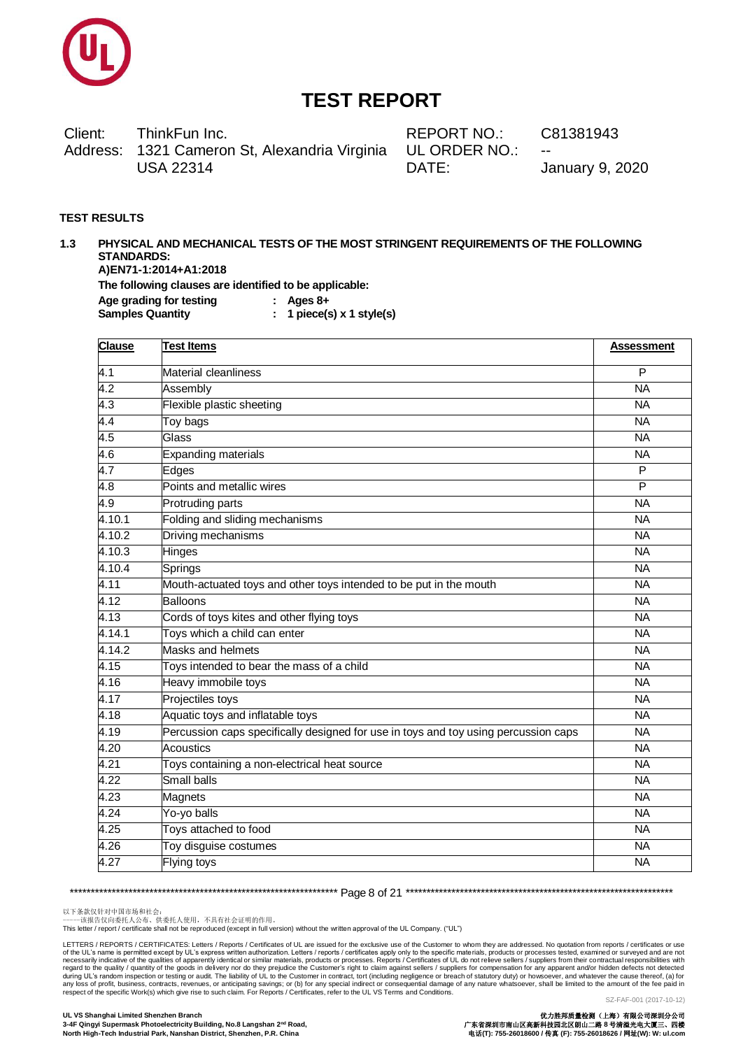# TEST REPORT

Client: ThinkFun Inc.
Address: 1321 Cameron St, Alexandria Virginia USA 22314

REPORT NO.: C81381943
UL ORDER NO.: --
DATE: January 9, 2020

**TEST RESULTS**

**1.3 PHYSICAL AND MECHANICAL TESTS OF THE MOST STRINGENT REQUIREMENTS OF THE FOLLOWING STANDARDS:**

**A)EN71-1:2014+A1:2018**

**The following clauses are identified to be applicable:**

**Age grading for testing : Ages 8+**
**Samples Quantity : 1 piece(s) x 1 style(s)**

| Clause | Test Items | Assessment |
|---|---|---|
| 4.1 | Material cleanliness | P |
| 4.2 | Assembly | NA |
| 4.3 | Flexible plastic sheeting | NA |
| 4.4 | Toy bags | NA |
| 4.5 | Glass | NA |
| 4.6 | Expanding materials | NA |
| 4.7 | Edges | P |
| 4.8 | Points and metallic wires | P |
| 4.9 | Protruding parts | NA |
| 4.10.1 | Folding and sliding mechanisms | NA |
| 4.10.2 | Driving mechanisms | NA |
| 4.10.3 | Hinges | NA |
| 4.10.4 | Springs | NA |
| 4.11 | Mouth-actuated toys and other toys intended to be put in the mouth | NA |
| 4.12 | Balloons | NA |
| 4.13 | Cords of toys kites and other flying toys | NA |
| 4.14.1 | Toys which a child can enter | NA |
| 4.14.2 | Masks and helmets | NA |
| 4.15 | Toys intended to bear the mass of a child | NA |
| 4.16 | Heavy immobile toys | NA |
| 4.17 | Projectiles toys | NA |
| 4.18 | Aquatic toys and inflatable toys | NA |
| 4.19 | Percussion caps specifically designed for use in toys and toy using percussion caps | NA |
| 4.20 | Acoustics | NA |
| 4.21 | Toys containing a non-electrical heat source | NA |
| 4.22 | Small balls | NA |
| 4.23 | Magnets | NA |
| 4.24 | Yo-yo balls | NA |
| 4.25 | Toys attached to food | NA |
| 4.26 | Toy disguise costumes | NA |
| 4.27 | Flying toys | NA |

以下条款仅针对中国市场和社会:
——该报告仅向委托人公布、供委托人使用，不具有社会证明的作用。
This letter / report / certificate shall not be reproduced (except in full version) without the written approval of the UL Company. ("UL")

LETTERS / REPORTS / CERTIFICATES: Letters / Reports / Certificates of UL are issued for the exclusive use of the Customer to whom they are addressed. No quotation from reports / certificates or use of the UL's name is permitted except by UL's express written authorization. Letters / reports / certificates apply only to the specific materials, products or processes tested, examined or surveyed and are not necessarily indicative of the qualities of apparently identical or similar materials, products or processes. Reports / Certificates of UL do not releive sellers / suppliers from their contractual responsibilities with regard to the quality / quantity of the goods in delivery nor do they prejudice the Customer's right to claim against sellers / suppliers for compensation for any apparent and/or hidden defects not detected during UL's random inspection or testing or audit. The liability of UL to the Customer in contract, tort (including negligence or breach of statutory duty) or howsoever, and whatever the cause thereof, (a) for any loss of profit, business, contracts, revenues, or anticipating savings; or (b) for any special indirect or consequential damage of any nature whatsoever, shall be limited to the amount of the fee paid in respect of the specific Work(s) which give rise to such claim. For Reports / Certificates, refer to the UL VS Terms and Conditions.

SZ-FAF-001 (2017-10-12)

**UL VS Shanghai Limited Shenzhen Branch**
**3-4F Qingyi Supermask Photoelectricity Building, No.8 Langshan 2nd Road, North High-Tech Industrial Park, Nanshan District, Shenzhen, P.R. China**

**优力胜邦质量检测（上海）有限公司深圳分公司**
**广东省深圳市南山区高新科技园北区朗山二路 8 号清溢光电大厦三、四楼**
**电话(T): 755-26018600 / 传真 (F): 755-26018626 / 网址(W): W: ul.com**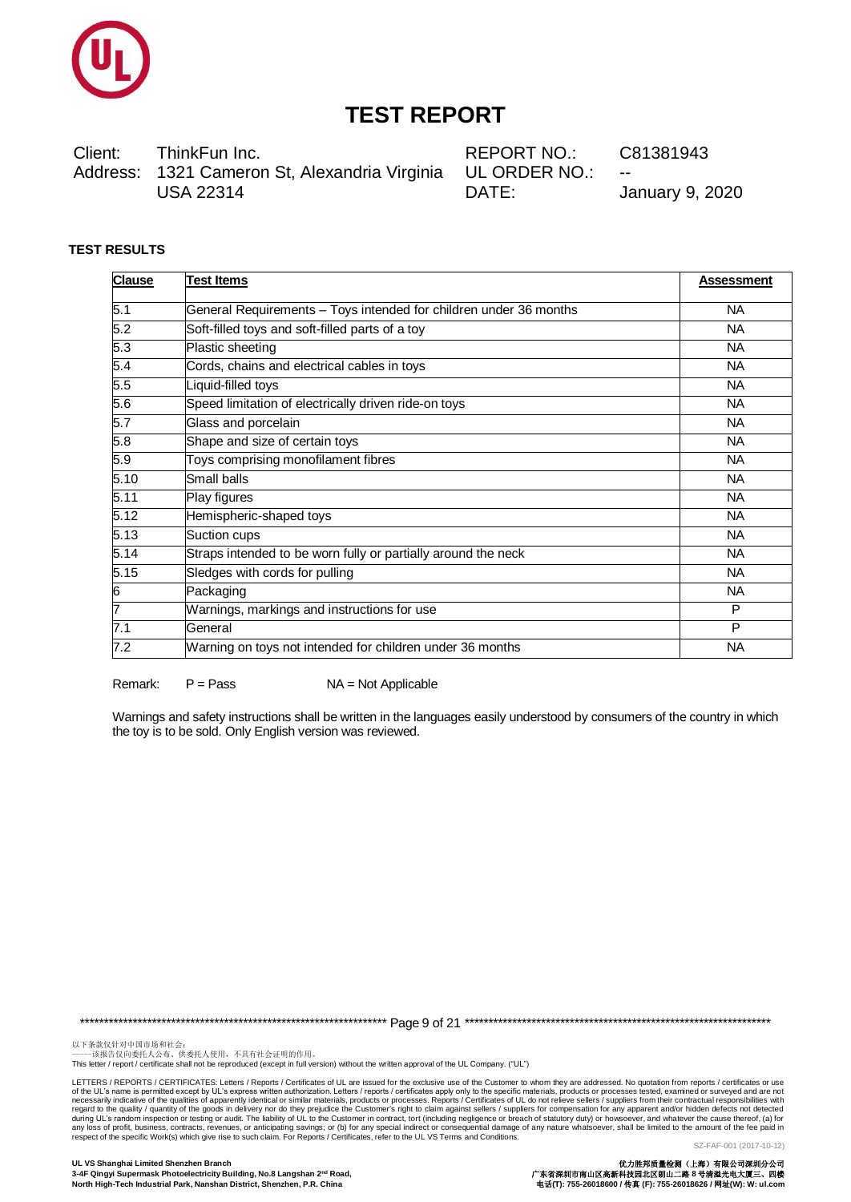# TEST REPORT

Client: ThinkFun Inc.
Address: 1321 Cameron St, Alexandria Virginia USA 22314

REPORT NO.: C81381943
UL ORDER NO.: --
DATE: January 9, 2020

**TEST RESULTS**

| Clause | Test Items | Assessment |
|---|---|---|
| 5.1 | General Requirements – Toys intended for children under 36 months | NA |
| 5.2 | Soft-filled toys and soft-filled parts of a toy | NA |
| 5.3 | Plastic sheeting | NA |
| 5.4 | Cords, chains and electrical cables in toys | NA |
| 5.5 | Liquid-filled toys | NA |
| 5.6 | Speed limitation of electrically driven ride-on toys | NA |
| 5.7 | Glass and porcelain | NA |
| 5.8 | Shape and size of certain toys | NA |
| 5.9 | Toys comprising monofilament fibres | NA |
| 5.10 | Small balls | NA |
| 5.11 | Play figures | NA |
| 5.12 | Hemispheric-shaped toys | NA |
| 5.13 | Suction cups | NA |
| 5.14 | Straps intended to be worn fully or partially around the neck | NA |
| 5.15 | Sledges with cords for pulling | NA |
| 6 | Packaging | NA |
| 7 | Warnings, markings and instructions for use | P |
| 7.1 | General | P |
| 7.2 | Warning on toys not intended for children under 36 months | NA |

Remark: P = Pass NA = Not Applicable

Warnings and safety instructions shall be written in the languages easily understood by consumers of the country in which the toy is to be sold. Only English version was reviewed.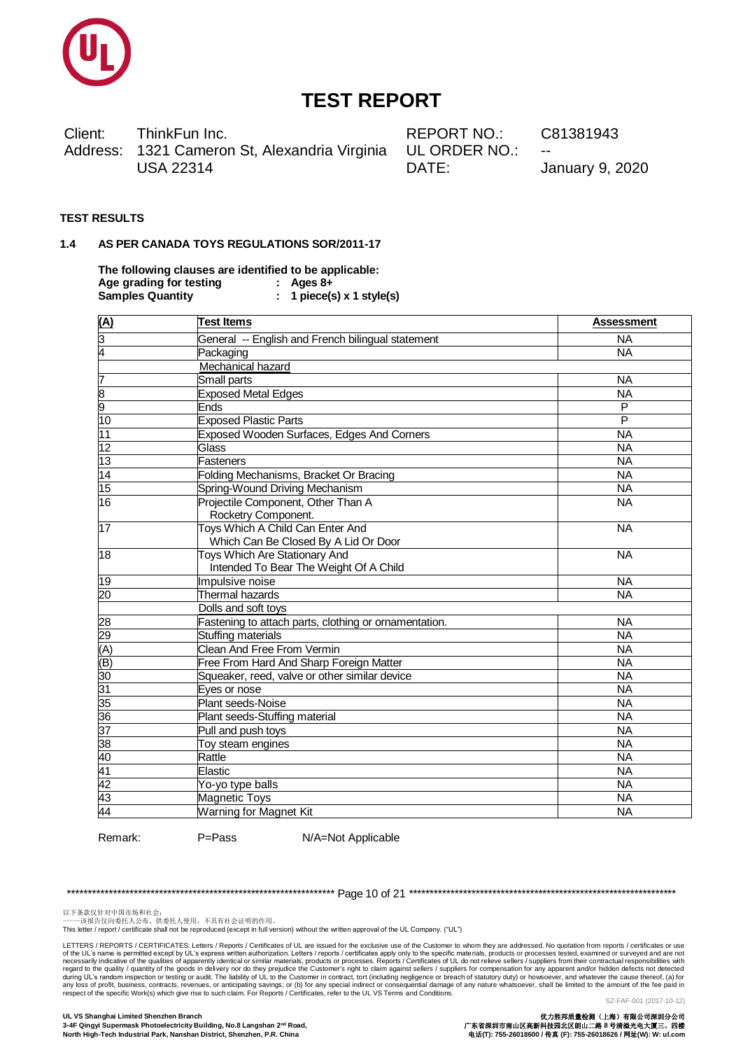# TEST REPORT

Client: ThinkFun Inc.
Address: 1321 Cameron St, Alexandria Virginia USA 22314

REPORT NO.: C81381943
UL ORDER NO.: --
DATE: January 9, 2020

**TEST RESULTS**

**1.4 AS PER CANADA TOYS REGULATIONS SOR/2011-17**

**The following clauses are identified to be applicable:**
**Age grading for testing : Ages 8+**
**Samples Quantity : 1 piece(s) x 1 style(s)**

| (A) | Test Items | Assessment |
|---|---|---|
| 3 | General -- English and French bilingual statement | NA |
| 4 | Packaging | NA |
| | Mechanical hazard | |
| 7 | Small parts | NA |
| 8 | Exposed Metal Edges | NA |
| 9 | Ends | P |
| 10 | Exposed Plastic Parts | P |
| 11 | Exposed Wooden Surfaces, Edges And Corners | NA |
| 12 | Glass | NA |
| 13 | Fasteners | NA |
| 14 | Folding Mechanisms, Bracket Or Bracing | NA |
| 15 | Spring-Wound Driving Mechanism | NA |
| 16 | Projectile Component, Other Than A Rocketry Component. | NA |
| 17 | Toys Which A Child Can Enter And Which Can Be Closed By A Lid Or Door | NA |
| 18 | Toys Which Are Stationary And Intended To Bear The Weight Of A Child | NA |
| 19 | Impulsive noise | NA |
| 20 | Thermal hazards | NA |
| | Dolls and soft toys | |
| 28 | Fastening to attach parts, clothing or ornamentation. | NA |
| 29 | Stuffing materials | NA |
| (A) | Clean And Free From Vermin | NA |
| (B) | Free From Hard And Sharp Foreign Matter | NA |
| 30 | Squeaker, reed, valve or other similar device | NA |
| 31 | Eyes or nose | NA |
| 35 | Plant seeds-Noise | NA |
| 36 | Plant seeds-Stuffing material | NA |
| 37 | Pull and push toys | NA |
| 38 | Toy steam engines | NA |
| 40 | Rattle | NA |
| 41 | Elastic | NA |
| 42 | Yo-yo type balls | NA |
| 43 | Magnetic Toys | NA |
| 44 | Warning for Magnet Kit | NA |

Remark: P=Pass N/A=Not Applicable

以下条款仅针对中国市场和社会：
——该报告仅向委托人公布、供委托人使用，不具有社会证明的作用。
This letter / report / certificate shall not be reproduced (except in full version) without the written approval of the UL Company. ("UL")

LETTERS / REPORTS / CERTIFICATES: Letters / Reports / Certificates of UL are issued for the exclusive use of the Customer to whom they are addressed. No quotation from reports / certificates or use of the UL's name is permitted except by UL's express written authorization. Letters / reports / certificates apply only to the specific materials, products or processes tested, examined or surveyed and are not necessarily indicative of the qualities of apparently identical or similar materials, products or processes. Reports / Certificates of UL do not relieve sellers / suppliers from their contractual responsibilities with regard to the quality / quantity of the goods in delivery nor do they prejudice the Customer's right to claim against sellers / suppliers for compensation for any apparent and/or hidden defects not detected during UL's random inspection or testing or audit. The liability of UL to the Customer in contract, tort (including negligence or breach of statutory duty) or howsoever, and whatever the cause thereof, (a) for any loss of profit, business, contracts, revenues, or anticipating savings; or (b) for any special indirect or consequential damage of any nature whatsoever, shall be limited to the amount of the fee paid in respect of the specific Work(s) which give rise to such claim. For Reports / Certificates, refer to the UL VS Terms and Conditions.

SZ-FAF-001 (2017-10-12)

**UL VS Shanghai Limited Shenzhen Branch**
**3-4F Qingyi Supermask Photoelectricity Building, No.8 Langshan 2nd Road, North High-Tech Industrial Park, Nanshan District, Shenzhen, P.R. China**

**优力胜邦质量检测（上海）有限公司深圳分公司**
**广东省深圳市南山区高新科技园北区朗山二路 8 号清溢光电大厦三、四楼**
**电话(T): 755-26018600 / 传真 (F): 755-26018626 / 网址(W): W: ul.com**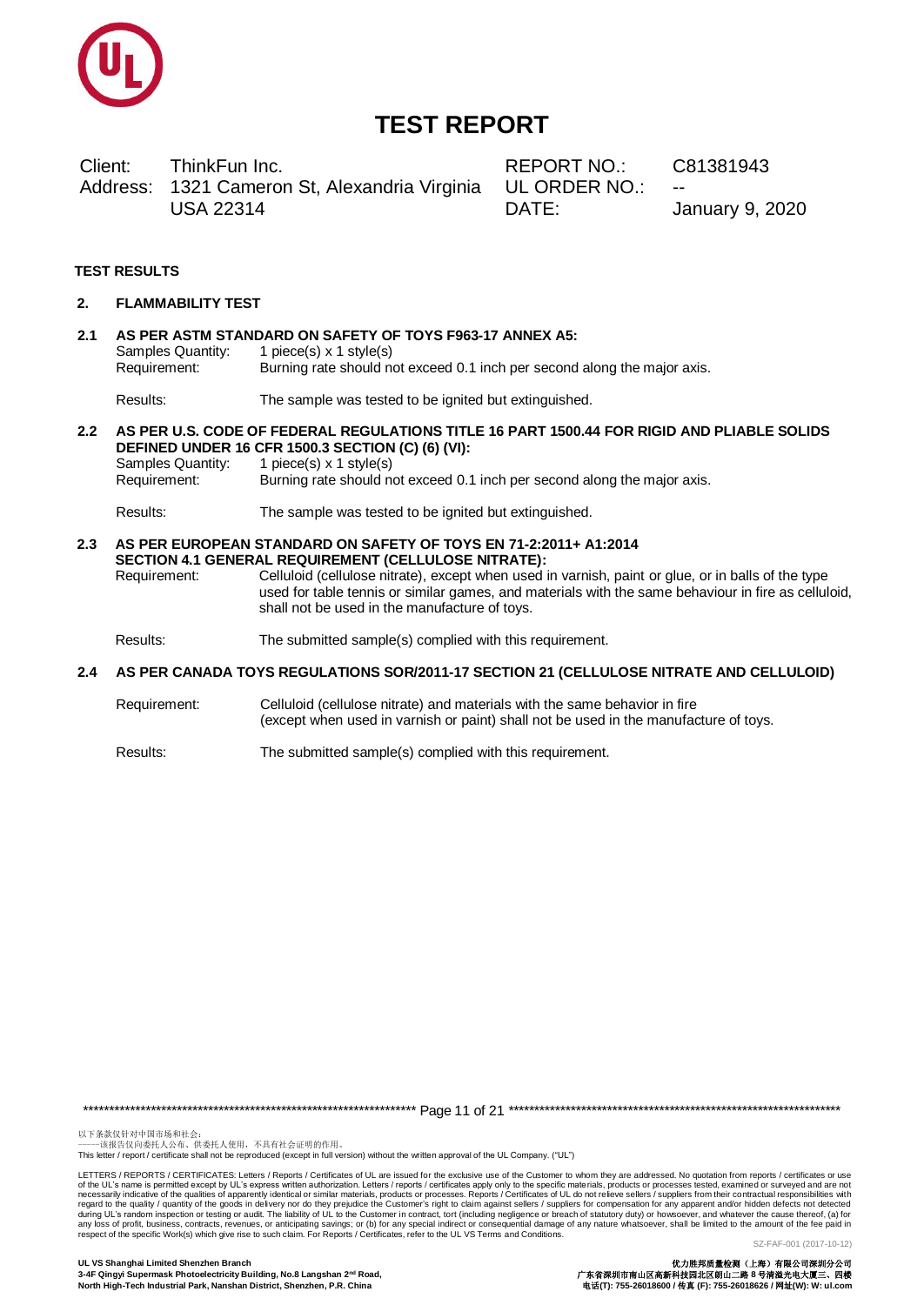# TEST REPORT

| | | | |
|---|---|---|---|
| Client: | ThinkFun Inc. | REPORT NO.: | C81381943 |
| Address: | 1321 Cameron St, Alexandria Virginia USA 22314 | UL ORDER NO.: | -- |
| | | DATE: | January 9, 2020 |

**TEST RESULTS**

## 2. FLAMMABILITY TEST

### 2.1 AS PER ASTM STANDARD ON SAFETY OF TOYS F963-17 ANNEX A5:

Samples Quantity: 1 piece(s) x 1 style(s)

Requirement: Burning rate should not exceed 0.1 inch per second along the major axis.

Results: The sample was tested to be ignited but extinguished.

### 2.2 AS PER U.S. CODE OF FEDERAL REGULATIONS TITLE 16 PART 1500.44 FOR RIGID AND PLIABLE SOLIDS DEFINED UNDER 16 CFR 1500.3 SECTION (C) (6) (VI):

Samples Quantity: 1 piece(s) x 1 style(s)

Requirement: Burning rate should not exceed 0.1 inch per second along the major axis.

Results: The sample was tested to be ignited but extinguished.

### 2.3 AS PER EUROPEAN STANDARD ON SAFETY OF TOYS EN 71-2:2011+ A1:2014 SECTION 4.1 GENERAL REQUIREMENT (CELLULOSE NITRATE):

Requirement: Celluloid (cellulose nitrate), except when used in varnish, paint or glue, or in balls of the type used for table tennis or similar games, and materials with the same behaviour in fire as celluloid, shall not be used in the manufacture of toys.

Results: The submitted sample(s) complied with this requirement.

### 2.4 AS PER CANADA TOYS REGULATIONS SOR/2011-17 SECTION 21 (CELLULOSE NITRATE AND CELLULOID)

Requirement: Celluloid (cellulose nitrate) and materials with the same behavior in fire (except when used in varnish or paint) shall not be used in the manufacture of toys.

Results: The submitted sample(s) complied with this requirement.

以下条款仅针对中国市场和社会：
——该报告仅向委托人公布、供委托人使用，不具有社会证明的作用。
This letter / report / certificate shall not be reproduced (except in full version) without the written approval of the UL Company. ("UL")

LETTERS / REPORTS / CERTIFICATES: Letters / Reports / Certificates of UL are issued for the exclusive use of the Customer to whom they are addressed. No quotation from reports / certificates or use of the UL's name is permitted except by UL's express written authorization. Letters / reports / certificates apply only to the specific materials, products or processes tested, examined or surveyed and are not necessarily indicative of the qualities of apparently identical or similar materials, products or processes. Reports / Certificates of UL do not relieve sellers / suppliers from their contractual responsibilities with regard to the quality / quantity of the goods in delivery nor do they prejudice the Customer's right to claim against sellers / suppliers for compensation for any apparent and/or hidden defects not detected during UL's random inspection or testing or audit. The liability of UL to the Customer in contract, tort (including negligence or breach of statutory duty) or howsoever, and whatever the cause thereof, (a) for any loss of profit, business, contracts, revenues, or anticipating savings; or (b) for any special indirect or consequential damage of any nature whatsoever, shall be limited to the amount of the fee paid in respect of the specific Work(s) which give rise to such claim. For Reports / Certificates, refer to the UL VS Terms and Conditions.

SZ-FAF-001 (2017-10-12)

**UL VS Shanghai Limited Shenzhen Branch**
**3-4F Qingyi Supermask Photoelectricity Building, No.8 Langshan 2nd Road,**
**North High-Tech Industrial Park, Nanshan District, Shenzhen, P.R. China**

**优力胜邦质量检测（上海）有限公司深圳分公司**
**广东省深圳市南山区高新科技园北区朗山二路 8 号清溢光电大厦三、四楼**
**电话(T): 755-26018600 / 传真 (F): 755-26018626 / 网址(W): W: ul.com**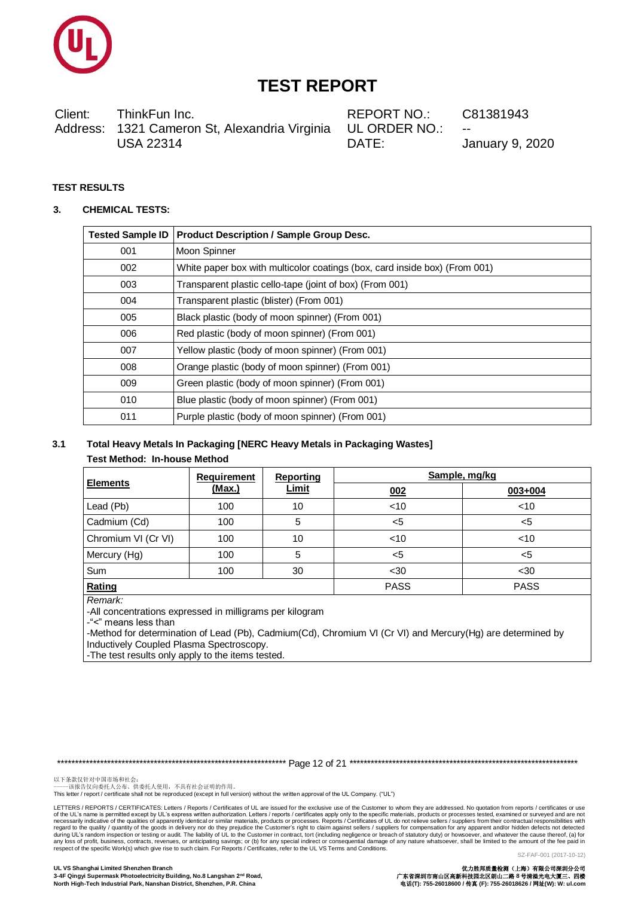# TEST REPORT

Client: ThinkFun Inc.
Address: 1321 Cameron St, Alexandria Virginia USA 22314

REPORT NO.: C81381943
UL ORDER NO.: --
DATE: January 9, 2020

**TEST RESULTS**

## 3. CHEMICAL TESTS:

| Tested Sample ID | Product Description / Sample Group Desc. |
|---|---|
| 001 | Moon Spinner |
| 002 | White paper box with multicolor coatings (box, card inside box) (From 001) |
| 003 | Transparent plastic cello-tape (joint of box) (From 001) |
| 004 | Transparent plastic (blister) (From 001) |
| 005 | Black plastic (body of moon spinner) (From 001) |
| 006 | Red plastic (body of moon spinner) (From 001) |
| 007 | Yellow plastic (body of moon spinner) (From 001) |
| 008 | Orange plastic (body of moon spinner) (From 001) |
| 009 | Green plastic (body of moon spinner) (From 001) |
| 010 | Blue plastic (body of moon spinner) (From 001) |
| 011 | Purple plastic (body of moon spinner) (From 001) |

### 3.1 Total Heavy Metals In Packaging [NERC Heavy Metals in Packaging Wastes]

**Test Method: In-house Method**

| Elements | Requirement (Max.) | Reporting Limit | Sample, mg/kg | |
|---|---|---|---|---|
| | | | 002 | 003+004 |
| Lead (Pb) | 100 | 10 | <10 | <10 |
| Cadmium (Cd) | 100 | 5 | <5 | <5 |
| Chromium VI (Cr VI) | 100 | 10 | <10 | <10 |
| Mercury (Hg) | 100 | 5 | <5 | <5 |
| Sum | 100 | 30 | <30 | <30 |
| **Rating** | | | PASS | PASS |

*Remark:*

-All concentrations expressed in milligrams per kilogram

-"<" means less than

-Method for determination of Lead (Pb), Cadmium(Cd), Chromium VI (Cr VI) and Mercury(Hg) are determined by Inductively Coupled Plasma Spectroscopy.

-The test results only apply to the items tested.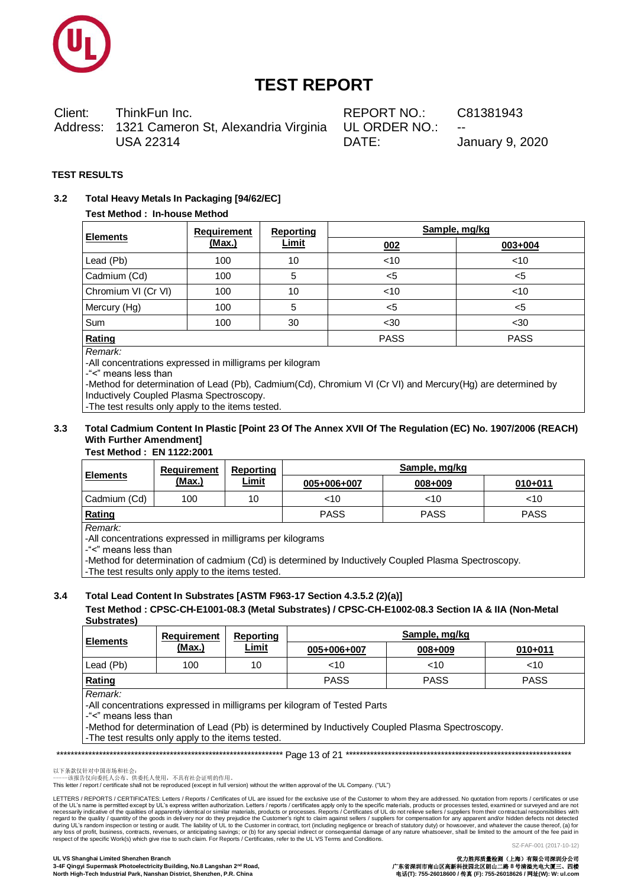# TEST REPORT

| | | | |
|---|---|---|---|
| Client: | ThinkFun Inc. | REPORT NO.: | C81381943 |
| Address: | 1321 Cameron St, Alexandria Virginia USA 22314 | UL ORDER NO.: | -- |
| | | DATE: | January 9, 2020 |

**TEST RESULTS**

### 3.2 Total Heavy Metals In Packaging [94/62/EC]

**Test Method : In-house Method**

| Elements | Requirement (Max.) | Reporting Limit | Sample, mg/kg | |
|---|---|---|---|---|
| | | | 002 | 003+004 |
| Lead (Pb) | 100 | 10 | <10 | <10 |
| Cadmium (Cd) | 100 | 5 | <5 | <5 |
| Chromium VI (Cr VI) | 100 | 10 | <10 | <10 |
| Mercury (Hg) | 100 | 5 | <5 | <5 |
| Sum | 100 | 30 | <30 | <30 |
| **Rating** | | | PASS | PASS |

*Remark:*

-All concentrations expressed in milligrams per kilogram

-"<" means less than

-Method for determination of Lead (Pb), Cadmium(Cd), Chromium VI (Cr VI) and Mercury(Hg) are determined by Inductively Coupled Plasma Spectroscopy.

-The test results only apply to the items tested.

### 3.3 Total Cadmium Content In Plastic [Point 23 Of The Annex XVII Of The Regulation (EC) No. 1907/2006 (REACH) With Further Amendment]

**Test Method : EN 1122:2001**

| Elements | Requirement (Max.) | Reporting Limit | Sample, mg/kg | | |
|---|---|---|---|---|---|
| | | | 005+006+007 | 008+009 | 010+011 |
| Cadmium (Cd) | 100 | 10 | <10 | <10 | <10 |
| **Rating** | | | PASS | PASS | PASS |

*Remark:*

-All concentrations expressed in milligrams per kilograms

-"<" means less than

-Method for determination of cadmium (Cd) is determined by Inductively Coupled Plasma Spectroscopy.

-The test results only apply to the items tested.

### 3.4 Total Lead Content In Substrates [ASTM F963-17 Section 4.3.5.2 (2)(a)]

**Test Method : CPSC-CH-E1001-08.3 (Metal Substrates) / CPSC-CH-E1002-08.3 Section IA & IIA (Non-Metal Substrates)**

| Elements | Requirement (Max.) | Reporting Limit | Sample, mg/kg | | |
|---|---|---|---|---|---|
| | | | 005+006+007 | 008+009 | 010+011 |
| Lead (Pb) | 100 | 10 | <10 | <10 | <10 |
| **Rating** | | | PASS | PASS | PASS |

*Remark:*

-All concentrations expressed in milligrams per kilogram of Tested Parts

-"<" means less than

-Method for determination of Lead (Pb) is determined by Inductively Coupled Plasma Spectroscopy.

-The test results only apply to the items tested.

以下条款仅针对中国市场和社会：
——该报告仅向委托人公布、供委托人使用，不具有社会证明的作用。
This letter / report / certificate shall not be reproduced (except in full version) without the written approval of the UL Company. ("UL")

LETTERS / REPORTS / CERTIFICATES: Letters / Reports / Certificates of UL are issued for the exclusive use of the Customer to whom they are addressed. No quotation from reports / certificates or use of the UL's name is permitted except by UL's express written authorization. Letters / reports / certificates apply only to the specific materials, products or processes tested, examined or surveyed and are not necessarily indicative of the qualities of apparently identical or similar materials, products or processes. Reports / Certificates of UL do not relieve sellers / suppliers from their contractual responsibilities with regard to the quality / quantity of the goods in delivery nor do they prejudice the Customer's right to claim against sellers / suppliers for compensation for any apparent and/or hidden defects not detected during UL's random inspection or testing or audit. The liability of UL to the Customer in contract, tort (including negligence or breach of statutory duty) or howsoever, and whatever the cause thereof, (a) for any loss of profit, business, contracts, revenues, or anticipating savings; or (b) for any special indirect or consequential damage of any nature whatsoever, shall be limited to the amount of the fee paid in respect of the specific Work(s) which give rise to such claim. For Reports / Certificates, refer to the UL VS Terms and Conditions.

SZ-FAF-001 (2017-10-12)

**UL VS Shanghai Limited Shenzhen Branch**
**3-4F Qingyi Supermask Photoelectricity Building, No.8 Langshan 2nd Road, North High-Tech Industrial Park, Nanshan District, Shenzhen, P.R. China**

**优力胜邦质量检测（上海）有限公司深圳分公司**
**广东省深圳市南山区高新科技园北区朗山二路 8 号清溢光电大厦三、四楼**
**电话(T): 755-26018600 / 传真 (F): 755-26018626 / 网址(W): W: ul.com**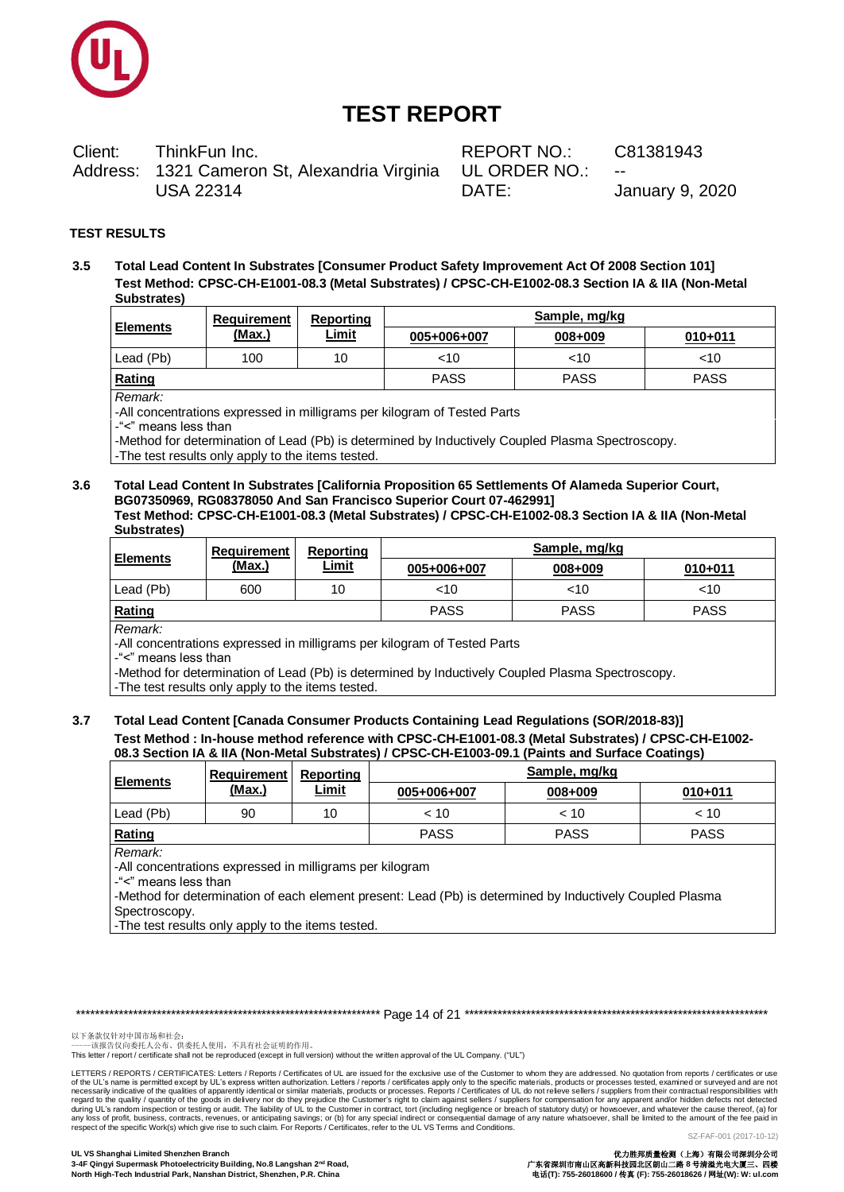# TEST REPORT

| Client: | ThinkFun Inc. | REPORT NO.: | C81381943 |
|---|---|---|---|
| Address: | 1321 Cameron St, Alexandria Virginia USA 22314 | UL ORDER NO.: | -- |
| | | DATE: | January 9, 2020 |

**TEST RESULTS**

**3.5 Total Lead Content In Substrates [Consumer Product Safety Improvement Act Of 2008 Section 101]**
**Test Method: CPSC-CH-E1001-08.3 (Metal Substrates) / CPSC-CH-E1002-08.3 Section IA & IIA (Non-Metal Substrates)**

| Elements | Requirement (Max.) | Reporting Limit | Sample, mg/kg | | |
|---|---|---|---|---|---|
| | | | 005+006+007 | 008+009 | 010+011 |
| Lead (Pb) | 100 | 10 | <10 | <10 | <10 |
| **Rating** | | | PASS | PASS | PASS |

*Remark:*
-All concentrations expressed in milligrams per kilogram of Tested Parts
-"<" means less than
-Method for determination of Lead (Pb) is determined by Inductively Coupled Plasma Spectroscopy.
-The test results only apply to the items tested.

**3.6 Total Lead Content In Substrates [California Proposition 65 Settlements Of Alameda Superior Court, BG07350969, RG08378050 And San Francisco Superior Court 07-462991]**
**Test Method: CPSC-CH-E1001-08.3 (Metal Substrates) / CPSC-CH-E1002-08.3 Section IA & IIA (Non-Metal Substrates)**

| Elements | Requirement (Max.) | Reporting Limit | Sample, mg/kg | | |
|---|---|---|---|---|---|
| | | | 005+006+007 | 008+009 | 010+011 |
| Lead (Pb) | 600 | 10 | <10 | <10 | <10 |
| **Rating** | | | PASS | PASS | PASS |

*Remark:*
-All concentrations expressed in milligrams per kilogram of Tested Parts
-"<" means less than
-Method for determination of Lead (Pb) is determined by Inductively Coupled Plasma Spectroscopy.
-The test results only apply to the items tested.

**3.7 Total Lead Content [Canada Consumer Products Containing Lead Regulations (SOR/2018-83)]**
**Test Method : In-house method reference with CPSC-CH-E1001-08.3 (Metal Substrates) / CPSC-CH-E1002-08.3 Section IA & IIA (Non-Metal Substrates) / CPSC-CH-E1003-09.1 (Paints and Surface Coatings)**

| Elements | Requirement (Max.) | Reporting Limit | Sample, mg/kg | | |
|---|---|---|---|---|---|
| | | | 005+006+007 | 008+009 | 010+011 |
| Lead (Pb) | 90 | 10 | < 10 | < 10 | < 10 |
| **Rating** | | | PASS | PASS | PASS |

*Remark:*
-All concentrations expressed in milligrams per kilogram
-"<" means less than
-Method for determination of each element present: Lead (Pb) is determined by Inductively Coupled Plasma Spectroscopy.
-The test results only apply to the items tested.

以下条款仅针对中国市场和社会：
——该报告仅向委托人公布、供委托人使用，不具有社会证明的作用。
This letter / report / certificate shall not be reproduced (except in full version) without the written approval of the UL Company. ("UL")

LETTERS / REPORTS / CERTIFICATES: Letters / Reports / Certificates of UL are issued for the exclusive use of the Customer to whom they are addressed. No quotation from reports / certificates or use of the UL's name is permitted except by UL's express written authorization. Letters / reports / certificates apply only to the specific materials, products or processes tested, examined or surveyed and are not necessarily indicative of the qualities of apparently identical or similar materials, products or processes. Reports / Certificates of UL do not relieve sellers / suppliers from their contractual responsibilities with regard to the quality / quantity of the goods in delivery nor do they prejudice the Customer's right to claim against sellers / suppliers for compensation for any apparent and/or hidden defects not detected during UL's random inspection or testing or audit. The liability of UL to the Customer in contract, tort (including negligence or breach of statutory duty) or howsoever, and whatever the cause thereof, (a) for any loss of profit, business, contracts, revenues, or anticipating savings; or (b) for any special indirect or consequential damage of any nature whatsoever, shall be limited to the amount of the fee paid in respect of the specific Work(s) which give rise to such claim. For Reports / Certificates, refer to the UL VS Terms and Conditions.

SZ-FAF-001 (2017-10-12)

**UL VS Shanghai Limited Shenzhen Branch**
**3-4F Qingyi Supermask Photoelectricity Building, No.8 Langshan 2nd Road, North High-Tech Industrial Park, Nanshan District, Shenzhen, P.R. China**

**优力胜邦质量检测（上海）有限公司深圳分公司**
**广东省深圳市南山区高新科技园北区朗山二路 8 号清溢光电大厦三、四楼**
**电话(T): 755-26018600 / 传真 (F): 755-26018626 / 网址(W): W: ul.com**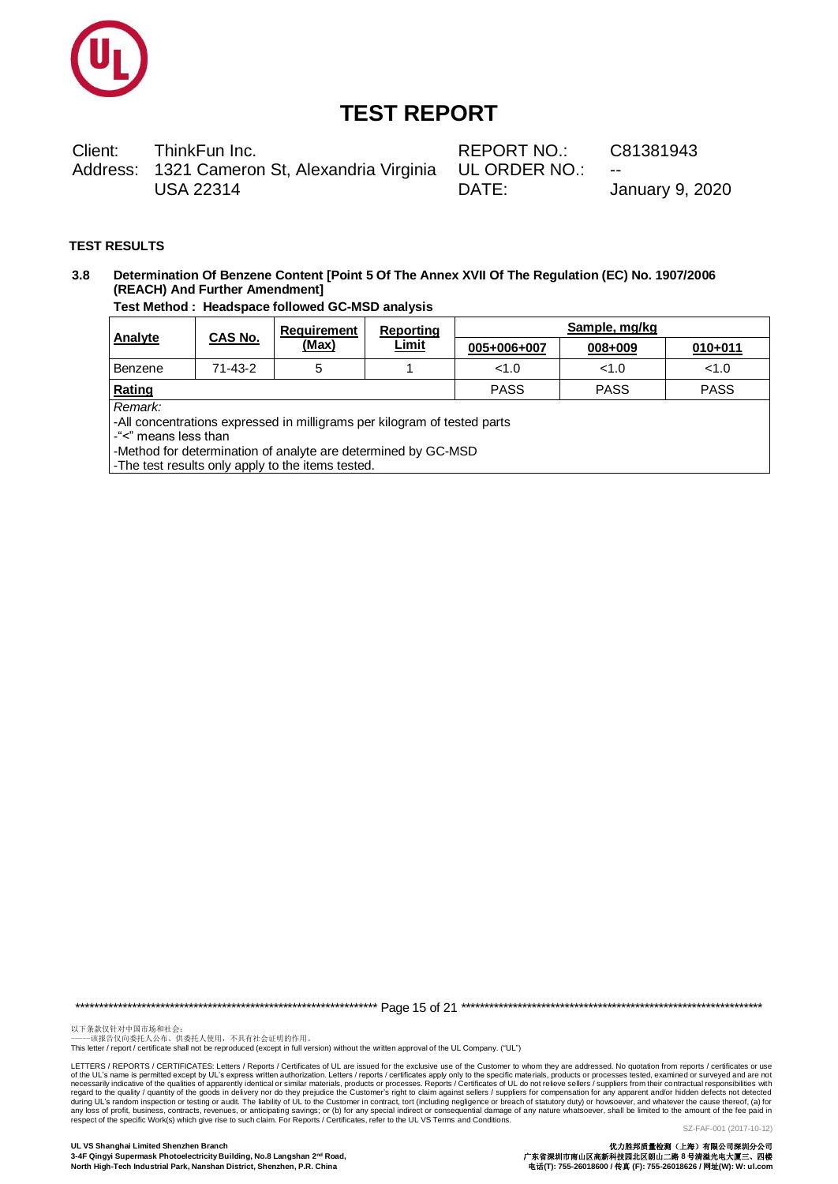# TEST REPORT

Client: ThinkFun Inc.
Address: 1321 Cameron St, Alexandria Virginia USA 22314

REPORT NO.: C81381943
UL ORDER NO.: --
DATE: January 9, 2020

**TEST RESULTS**

**3.8 Determination Of Benzene Content [Point 5 Of The Annex XVII Of The Regulation (EC) No. 1907/2006 (REACH) And Further Amendment]**

**Test Method : Headspace followed GC-MSD analysis**

| Analyte | CAS No. | Requirement (Max) | Reporting Limit | Sample, mg/kg | | |
|---|---|---|---|---|---|---|
| | | | | 005+006+007 | 008+009 | 010+011 |
| Benzene | 71-43-2 | 5 | 1 | <1.0 | <1.0 | <1.0 |
| **Rating** | | | | PASS | PASS | PASS |

*Remark:*

-All concentrations expressed in milligrams per kilogram of tested parts
-"<" means less than
-Method for determination of analyte are determined by GC-MSD
-The test results only apply to the items tested.

以下条款仅针对中国市场和社会：
——该报告仅向委托人公布、供委托人使用，不具有社会证明的作用。
This letter / report / certificate shall not be reproduced (except in full version) without the written approval of the UL Company. ("UL")

LETTERS / REPORTS / CERTIFICATES: Letters / Reports / Certificates of UL are issued for the exclusive use of the Customer to whom they are addressed. No quotation from reports / certificates or use of the UL's name is permitted except by UL's express written authorization. Letters / reports / certificates apply only to the specific materials, products or processes tested, examined or surveyed and are not necessarily indicative of the qualities of apparently identical or similar materials, products or processes. Reports / Certificates of UL do not relieve sellers / suppliers from their contractual responsibilities with regard to the quality / quantity of the goods in delivery nor do they prejudice the Customer's right to claim against sellers / suppliers for compensation for any apparent and/or hidden defects not detected during UL's random inspection or testing or audit. The liability of UL to the Customer in contract, tort (including negligence or breach of statutory duty) or howsoever, and whatever the cause thereof, (a) for any loss of profit, business, contracts, revenues, or anticipating savings; or (b) for any special indirect or consequential damage of any nature whatsoever, shall be limited to the amount of the fee paid in respect of the specific Work(s) which give rise to such claim. For Reports / Certificates, refer to the UL VS Terms and Conditions.

SZ-FAF-001 (2017-10-12)

**UL VS Shanghai Limited Shenzhen Branch**
**3-4F Qingyi Supermask Photoelectricity Building, No.8 Langshan 2nd Road, North High-Tech Industrial Park, Nanshan District, Shenzhen, P.R. China**

**优力胜邦质量检测（上海）有限公司深圳分公司**
**广东省深圳市南山区高新科技园北区朗山二路 8 号清溢光电大厦三、四楼**
**电话(T): 755-26018600 / 传真 (F): 755-26018626 / 网址(W): W: ul.com**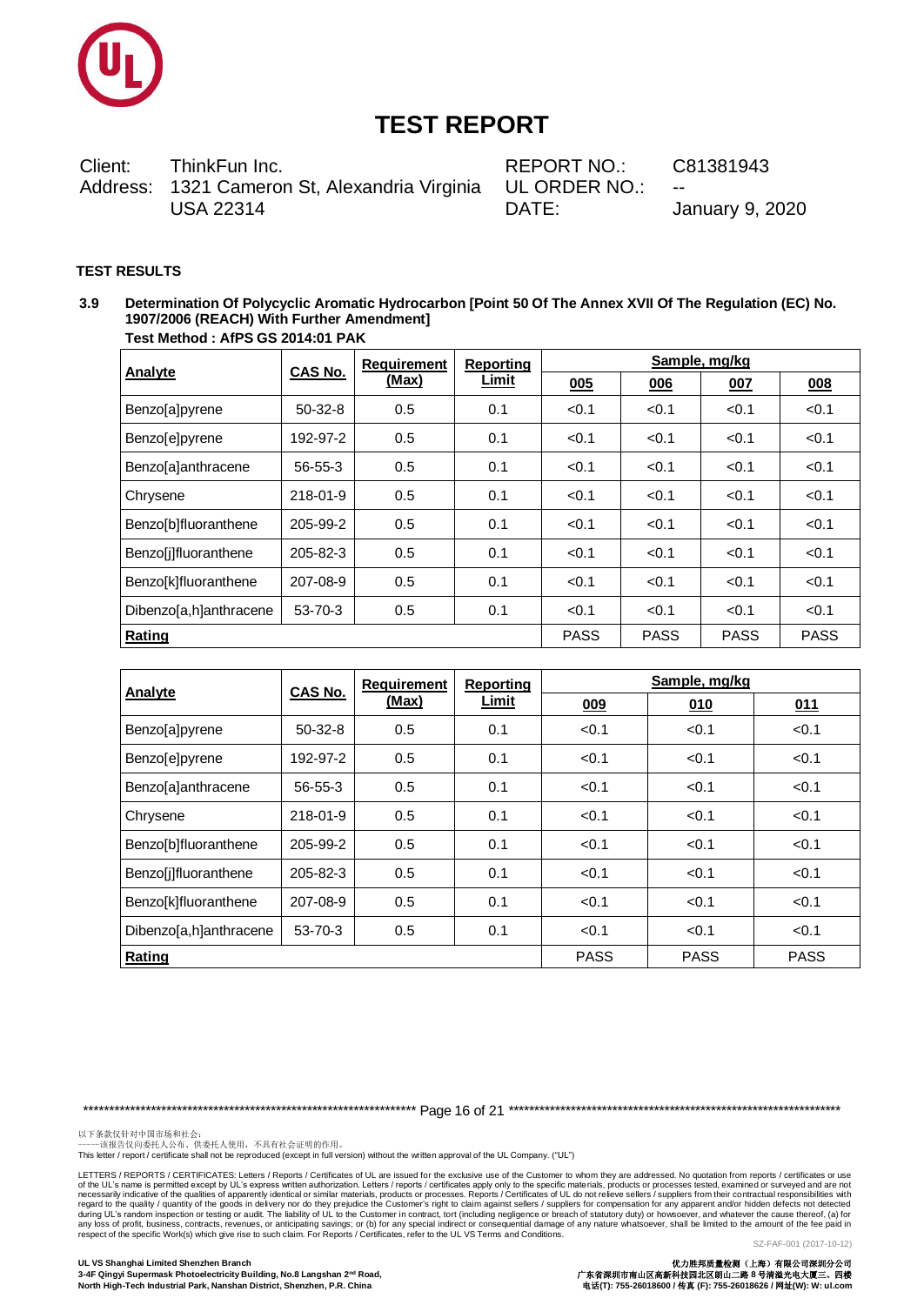# TEST REPORT

Client: ThinkFun Inc.
Address: 1321 Cameron St, Alexandria Virginia USA 22314

REPORT NO.: C81381943
UL ORDER NO.: --
DATE: January 9, 2020

**TEST RESULTS**

**3.9 Determination Of Polycyclic Aromatic Hydrocarbon [Point 50 Of The Annex XVII Of The Regulation (EC) No. 1907/2006 (REACH) With Further Amendment]**

**Test Method : AfPS GS 2014:01 PAK**

| Analyte | CAS No. | Requirement (Max) | Reporting Limit | Sample, mg/kg | | | |
|---|---|---|---|---|---|---|---|
| | | | | 005 | 006 | 007 | 008 |
| Benzo[a]pyrene | 50-32-8 | 0.5 | 0.1 | <0.1 | <0.1 | <0.1 | <0.1 |
| Benzo[e]pyrene | 192-97-2 | 0.5 | 0.1 | <0.1 | <0.1 | <0.1 | <0.1 |
| Benzo[a]anthracene | 56-55-3 | 0.5 | 0.1 | <0.1 | <0.1 | <0.1 | <0.1 |
| Chrysene | 218-01-9 | 0.5 | 0.1 | <0.1 | <0.1 | <0.1 | <0.1 |
| Benzo[b]fluoranthene | 205-99-2 | 0.5 | 0.1 | <0.1 | <0.1 | <0.1 | <0.1 |
| Benzo[j]fluoranthene | 205-82-3 | 0.5 | 0.1 | <0.1 | <0.1 | <0.1 | <0.1 |
| Benzo[k]fluoranthene | 207-08-9 | 0.5 | 0.1 | <0.1 | <0.1 | <0.1 | <0.1 |
| Dibenzo[a,h]anthracene | 53-70-3 | 0.5 | 0.1 | <0.1 | <0.1 | <0.1 | <0.1 |
| **Rating** | | | | PASS | PASS | PASS | PASS |

| Analyte | CAS No. | Requirement (Max) | Reporting Limit | Sample, mg/kg | | |
|---|---|---|---|---|---|---|
| | | | | 009 | 010 | 011 |
| Benzo[a]pyrene | 50-32-8 | 0.5 | 0.1 | <0.1 | <0.1 | <0.1 |
| Benzo[e]pyrene | 192-97-2 | 0.5 | 0.1 | <0.1 | <0.1 | <0.1 |
| Benzo[a]anthracene | 56-55-3 | 0.5 | 0.1 | <0.1 | <0.1 | <0.1 |
| Chrysene | 218-01-9 | 0.5 | 0.1 | <0.1 | <0.1 | <0.1 |
| Benzo[b]fluoranthene | 205-99-2 | 0.5 | 0.1 | <0.1 | <0.1 | <0.1 |
| Benzo[j]fluoranthene | 205-82-3 | 0.5 | 0.1 | <0.1 | <0.1 | <0.1 |
| Benzo[k]fluoranthene | 207-08-9 | 0.5 | 0.1 | <0.1 | <0.1 | <0.1 |
| Dibenzo[a,h]anthracene | 53-70-3 | 0.5 | 0.1 | <0.1 | <0.1 | <0.1 |
| **Rating** | | | | PASS | PASS | PASS |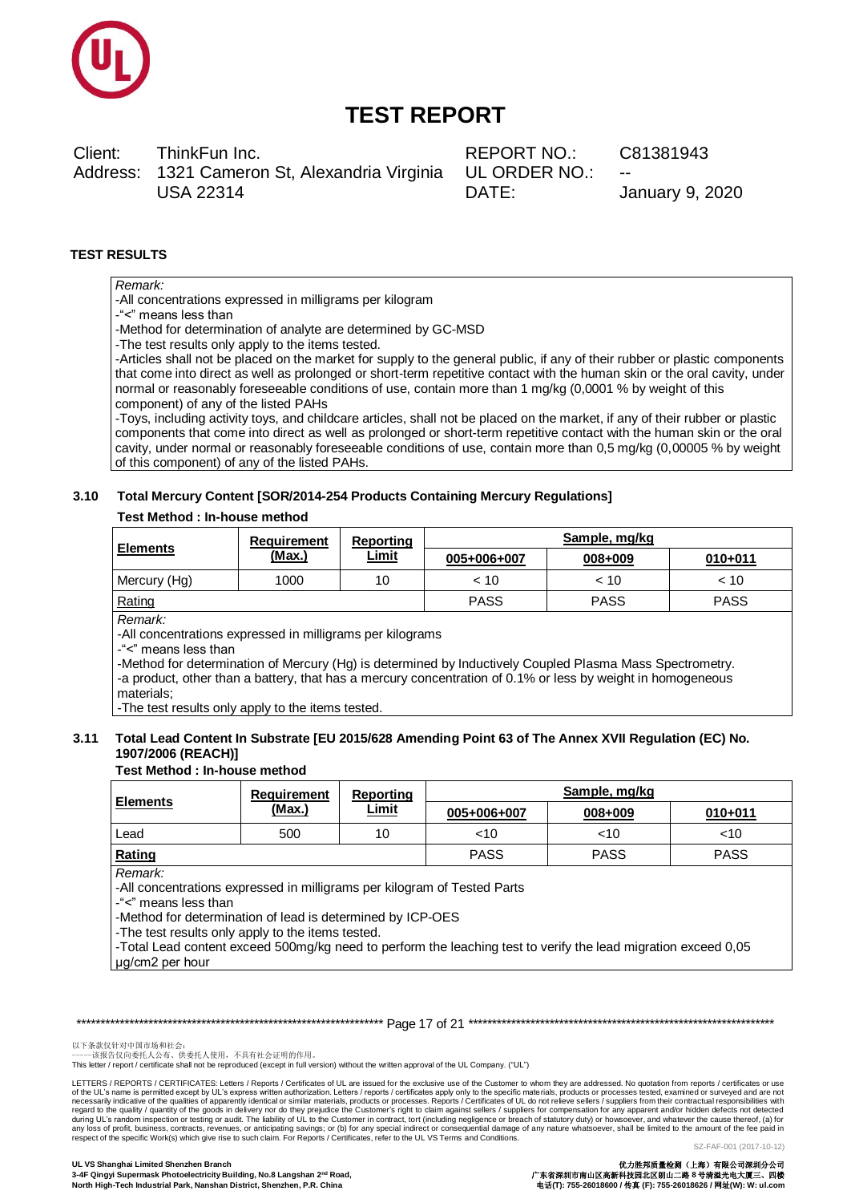# TEST REPORT

Client: ThinkFun Inc.
Address: 1321 Cameron St, Alexandria Virginia USA 22314

REPORT NO.: C81381943
UL ORDER NO.: --
DATE: January 9, 2020

**TEST RESULTS**

*Remark:*
-All concentrations expressed in milligrams per kilogram
-"<" means less than
-Method for determination of analyte are determined by GC-MSD
-The test results only apply to the items tested.
-Articles shall not be placed on the market for supply to the general public, if any of their rubber or plastic components that come into direct as well as prolonged or short-term repetitive contact with the human skin or the oral cavity, under normal or reasonably foreseeable conditions of use, contain more than 1 mg/kg (0,0001 % by weight of this component) of any of the listed PAHs
-Toys, including activity toys, and childcare articles, shall not be placed on the market, if any of their rubber or plastic components that come into direct as well as prolonged or short-term repetitive contact with the human skin or the oral cavity, under normal or reasonably foreseeable conditions of use, contain more than 0,5 mg/kg (0,00005 % by weight of this component) of any of the listed PAHs.

### 3.10 Total Mercury Content [SOR/2014-254 Products Containing Mercury Regulations]

**Test Method : In-house method**

| Elements | Requirement (Max.) | Reporting Limit | Sample, mg/kg | | |
|---|---|---|---|---|---|
| | | | 005+006+007 | 008+009 | 010+011 |
| Mercury (Hg) | 1000 | 10 | < 10 | < 10 | < 10 |
| Rating | | | PASS | PASS | PASS |

*Remark:*
-All concentrations expressed in milligrams per kilograms
-"<" means less than
-Method for determination of Mercury (Hg) is determined by Inductively Coupled Plasma Mass Spectrometry.
-a product, other than a battery, that has a mercury concentration of 0.1% or less by weight in homogeneous materials;
-The test results only apply to the items tested.

### 3.11 Total Lead Content In Substrate [EU 2015/628 Amending Point 63 of The Annex XVII Regulation (EC) No. 1907/2006 (REACH)]

**Test Method : In-house method**

| Elements | Requirement (Max.) | Reporting Limit | Sample, mg/kg | | |
|---|---|---|---|---|---|
| | | | 005+006+007 | 008+009 | 010+011 |
| Lead | 500 | 10 | <10 | <10 | <10 |
| **Rating** | | | PASS | PASS | PASS |

*Remark:*
-All concentrations expressed in milligrams per kilogram of Tested Parts
-"<" means less than
-Method for determination of lead is determined by ICP-OES
-The test results only apply to the items tested.
-Total Lead content exceed 500mg/kg need to perform the leaching test to verify the lead migration exceed 0,05 µg/cm2 per hour

以下条款仅针对中国市场和社会：
——该报告仅向委托人公布、供委托人使用，不具有社会证明的作用。
This letter / report / certificate shall not be reproduced (except in full version) without the written approval of the UL Company. ("UL")

LETTERS / REPORTS / CERTIFICATES: Letters / Reports / Certificates of UL are issued for the exclusive use of the Customer to whom they are addressed. No quotation from reports / certificates or use of the UL's name is permitted except by UL's express written authorization. Letters / reports / certificates apply only to the specific materials, products or processes tested, examined or surveyed and are not necessarily indicative of the qualities of apparently identical or similar materials, products or processes. Reports / Certificates of UL do not relieve sellers / suppliers from their contractual responsibilities with regard to the quality / quantity of the goods in delivery nor do they prejudice the Customer's right to claim against sellers / suppliers for compensation for any apparent and/or hidden defects not detected during UL's random inspection or testing or audit. The liability of UL to the Customer in contract, tort (including negligence or breach of statutory duty) or howsoever, and whatever the cause thereof, (a) for any loss of profit, business, contracts, revenues, or anticipating savings; or (b) for any special indirect or consequential damage of any nature whatsoever, shall be limited to the amount of the fee paid in respect of the specific Work(s) which give rise to such claim. For Reports / Certificates, refer to the UL VS Terms and Conditions.

SZ-FAF-001 (2017-10-12)

**UL VS Shanghai Limited Shenzhen Branch**
**3-4F Qingyi Supermask Photoelectricity Building, No.8 Langshan 2nd Road, North High-Tech Industrial Park, Nanshan District, Shenzhen, P.R. China**

**优力胜邦质量检测（上海）有限公司深圳分公司**
**广东省深圳市南山区高新科技园北区朗山二路8号清溢光电大厦三、四楼**
**电话(T): 755-26018600 / 传真 (F): 755-26018626 / 网址(W): W: ul.com**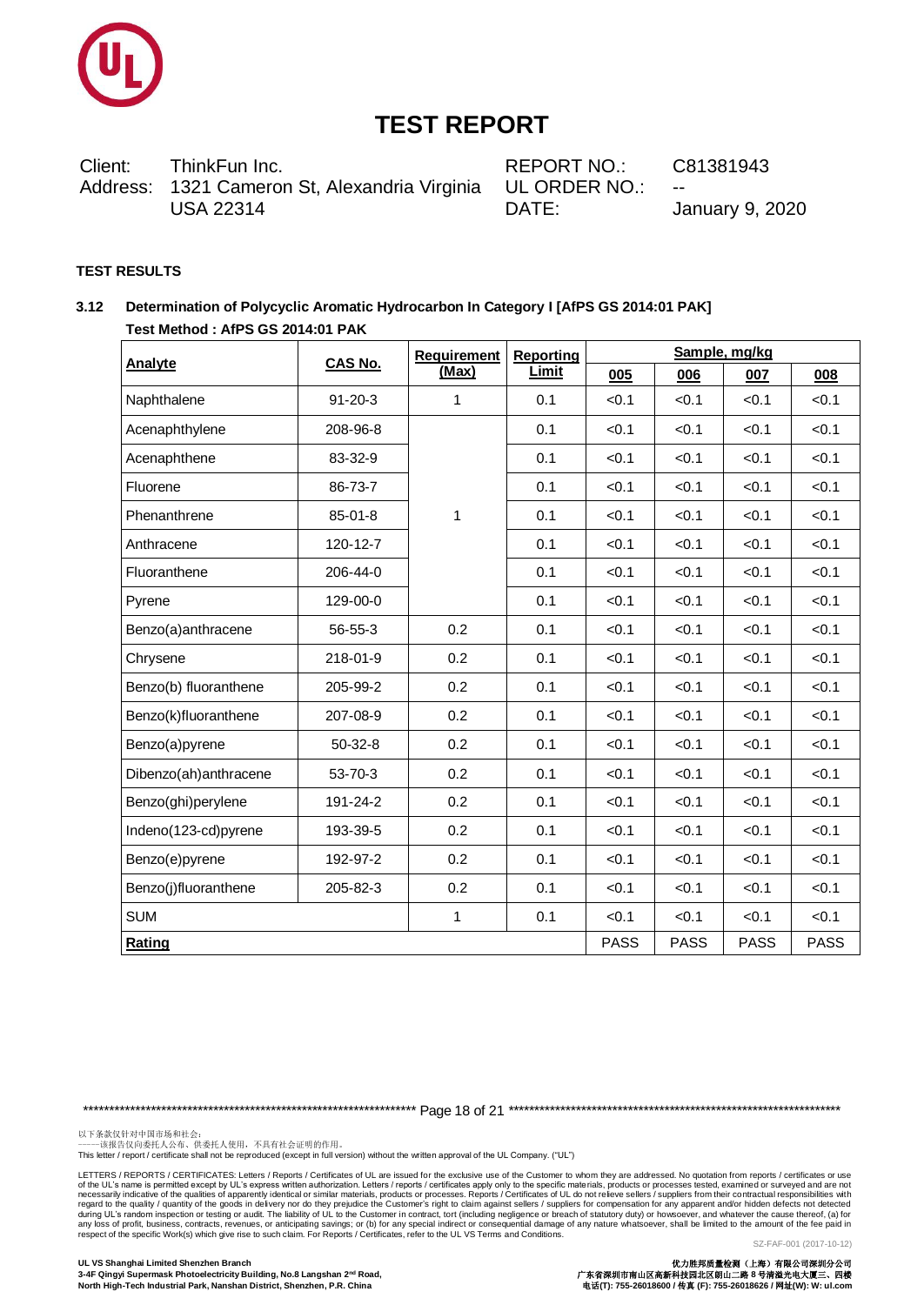# TEST REPORT

Client: ThinkFun Inc.
Address: 1321 Cameron St, Alexandria Virginia USA 22314

REPORT NO.: C81381943
UL ORDER NO.: --
DATE: January 9, 2020

**TEST RESULTS**

### 3.12 Determination of Polycyclic Aromatic Hydrocarbon In Category I [AfPS GS 2014:01 PAK]

**Test Method : AfPS GS 2014:01 PAK**

| Analyte | CAS No. | Requirement (Max) | Reporting Limit | Sample, mg/kg | | | |
|---|---|---|---|---|---|---|---|
| | | | | 005 | 006 | 007 | 008 |
| Naphthalene | 91-20-3 | 1 | 0.1 | <0.1 | <0.1 | <0.1 | <0.1 |
| Acenaphthylene | 208-96-8 | 1 | 0.1 | <0.1 | <0.1 | <0.1 | <0.1 |
| Acenaphthene | 83-32-9 | | 0.1 | <0.1 | <0.1 | <0.1 | <0.1 |
| Fluorene | 86-73-7 | | 0.1 | <0.1 | <0.1 | <0.1 | <0.1 |
| Phenanthrene | 85-01-8 | | 0.1 | <0.1 | <0.1 | <0.1 | <0.1 |
| Anthracene | 120-12-7 | | 0.1 | <0.1 | <0.1 | <0.1 | <0.1 |
| Fluoranthene | 206-44-0 | | 0.1 | <0.1 | <0.1 | <0.1 | <0.1 |
| Pyrene | 129-00-0 | | 0.1 | <0.1 | <0.1 | <0.1 | <0.1 |
| Benzo(a)anthracene | 56-55-3 | 0.2 | 0.1 | <0.1 | <0.1 | <0.1 | <0.1 |
| Chrysene | 218-01-9 | 0.2 | 0.1 | <0.1 | <0.1 | <0.1 | <0.1 |
| Benzo(b) fluoranthene | 205-99-2 | 0.2 | 0.1 | <0.1 | <0.1 | <0.1 | <0.1 |
| Benzo(k)fluoranthene | 207-08-9 | 0.2 | 0.1 | <0.1 | <0.1 | <0.1 | <0.1 |
| Benzo(a)pyrene | 50-32-8 | 0.2 | 0.1 | <0.1 | <0.1 | <0.1 | <0.1 |
| Dibenzo(ah)anthracene | 53-70-3 | 0.2 | 0.1 | <0.1 | <0.1 | <0.1 | <0.1 |
| Benzo(ghi)perylene | 191-24-2 | 0.2 | 0.1 | <0.1 | <0.1 | <0.1 | <0.1 |
| Indeno(123-cd)pyrene | 193-39-5 | 0.2 | 0.1 | <0.1 | <0.1 | <0.1 | <0.1 |
| Benzo(e)pyrene | 192-97-2 | 0.2 | 0.1 | <0.1 | <0.1 | <0.1 | <0.1 |
| Benzo(j)fluoranthene | 205-82-3 | 0.2 | 0.1 | <0.1 | <0.1 | <0.1 | <0.1 |
| SUM | | 1 | 0.1 | <0.1 | <0.1 | <0.1 | <0.1 |
| **Rating** | | | | PASS | PASS | PASS | PASS |

以下条款仅针对中国市场和社会：
——该报告仅向委托人公布、供委托人使用，不具有社会证明的作用。
This letter / report / certificate shall not be reproduced (except in full version) without the written approval of the UL Company. ("UL")

LETTERS / REPORTS / CERTIFICATES: Letters / Reports / Certificates of UL are issued for the exclusive use of the Customer to whom they are addressed. No quotation from reports / certificates or use of the UL's name is permitted except by UL's express written authorization. Letters / reports / certificates apply only to the specific materials, products or processes tested, examined or surveyed and are not necessarily indicative of the qualities of apparently identical or similar materials, products or processes. Reports / Certificates of UL do not relieve sellers / suppliers from their contractual responsibilities with regard to the quality / quantity of the goods in delivery nor do they prejudice the Customer's right to claim against sellers / suppliers for compensation for any apparent and/or hidden defects not detected during UL's random inspection or testing or audit. The liability of UL to the Customer in contract, tort (including negligence or breach of statutory duty) or howsoever, and whatever the cause thereof, (a) for any loss of profit, business, contracts, revenues, or anticipating savings; or (b) for any special indirect or consequential damage of any nature whatsoever, shall be limited to the amount of the fee paid in respect of the specific Work(s) which give rise to such claim. For Reports / Certificates, refer to the UL VS Terms and Conditions.

SZ-FAF-001 (2017-10-12)

**UL VS Shanghai Limited Shenzhen Branch**
**3-4F Qingyi Supermask Photoelectricity Building, No.8 Langshan 2nd Road, North High-Tech Industrial Park, Nanshan District, Shenzhen, P.R. China**

**优力胜邦质量检测（上海）有限公司深圳分公司**
**广东省深圳市南山区高新科技园北区朗山二路 8 号清溢光电大厦三、四楼**
**电话(T): 755-26018600 / 传真 (F): 755-26018626 / 网址(W): W: ul.com**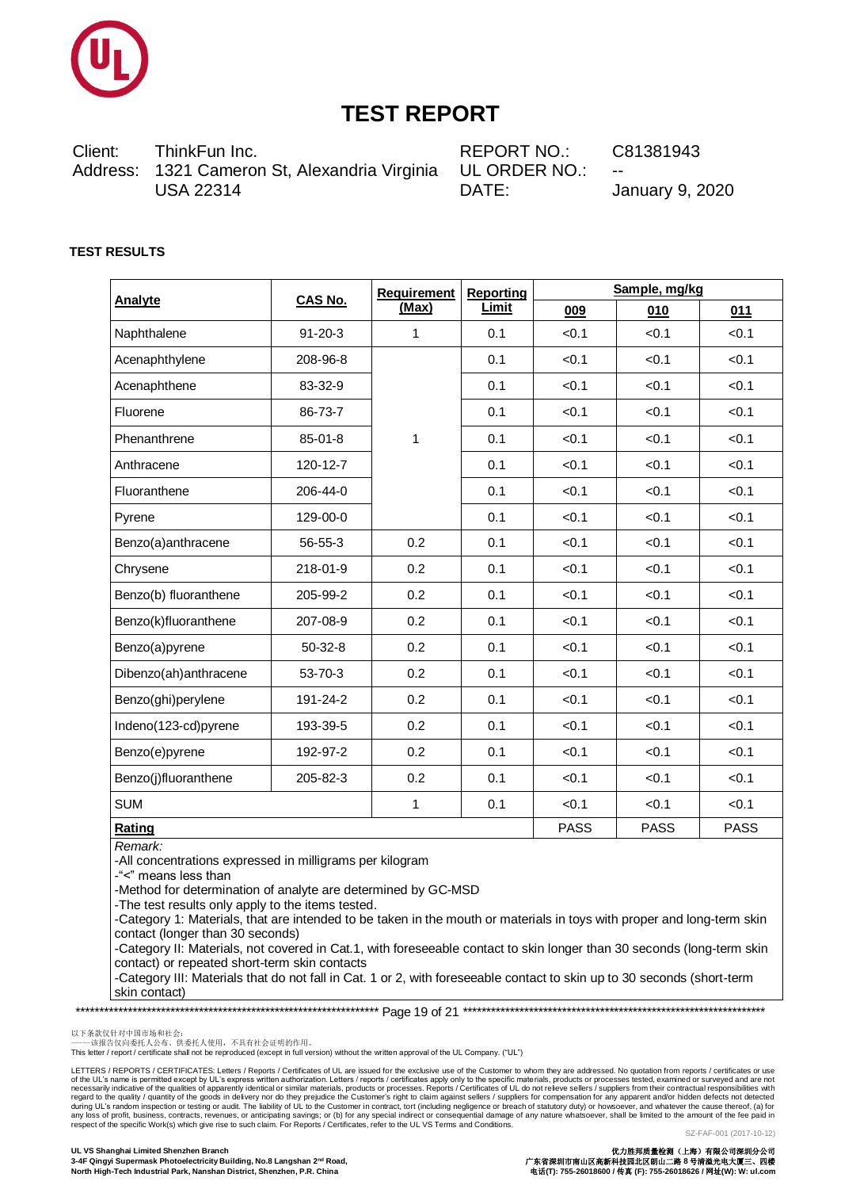# TEST REPORT

| | | | |
|---|---|---|---|
| Client: | ThinkFun Inc. | REPORT NO.: | C81381943 |
| Address: | 1321 Cameron St, Alexandria Virginia USA 22314 | UL ORDER NO.: | -- |
| | | DATE: | January 9, 2020 |

**TEST RESULTS**

| Analyte | CAS No. | Requirement (Max) | Reporting Limit | Sample, mg/kg | | |
|---|---|---|---|---|---|---|
| | | | | 009 | 010 | 011 |
| Naphthalene | 91-20-3 | 1 | 0.1 | <0.1 | <0.1 | <0.1 |
| Acenaphthylene | 208-96-8 | 1 | 0.1 | <0.1 | <0.1 | <0.1 |
| Acenaphthene | 83-32-9 | | 0.1 | <0.1 | <0.1 | <0.1 |
| Fluorene | 86-73-7 | | 0.1 | <0.1 | <0.1 | <0.1 |
| Phenanthrene | 85-01-8 | | 0.1 | <0.1 | <0.1 | <0.1 |
| Anthracene | 120-12-7 | | 0.1 | <0.1 | <0.1 | <0.1 |
| Fluoranthene | 206-44-0 | | 0.1 | <0.1 | <0.1 | <0.1 |
| Pyrene | 129-00-0 | | 0.1 | <0.1 | <0.1 | <0.1 |
| Benzo(a)anthracene | 56-55-3 | 0.2 | 0.1 | <0.1 | <0.1 | <0.1 |
| Chrysene | 218-01-9 | 0.2 | 0.1 | <0.1 | <0.1 | <0.1 |
| Benzo(b) fluoranthene | 205-99-2 | 0.2 | 0.1 | <0.1 | <0.1 | <0.1 |
| Benzo(k)fluoranthene | 207-08-9 | 0.2 | 0.1 | <0.1 | <0.1 | <0.1 |
| Benzo(a)pyrene | 50-32-8 | 0.2 | 0.1 | <0.1 | <0.1 | <0.1 |
| Dibenzo(ah)anthracene | 53-70-3 | 0.2 | 0.1 | <0.1 | <0.1 | <0.1 |
| Benzo(ghi)perylene | 191-24-2 | 0.2 | 0.1 | <0.1 | <0.1 | <0.1 |
| Indeno(123-cd)pyrene | 193-39-5 | 0.2 | 0.1 | <0.1 | <0.1 | <0.1 |
| Benzo(e)pyrene | 192-97-2 | 0.2 | 0.1 | <0.1 | <0.1 | <0.1 |
| Benzo(j)fluoranthene | 205-82-3 | 0.2 | 0.1 | <0.1 | <0.1 | <0.1 |
| SUM | | 1 | 0.1 | <0.1 | <0.1 | <0.1 |
| **Rating** | | | | PASS | PASS | PASS |

*Remark:*

-All concentrations expressed in milligrams per kilogram

-"<" means less than

-Method for determination of analyte are determined by GC-MSD

-The test results only apply to the items tested.

-Category 1: Materials, that are intended to be taken in the mouth or materials in toys with proper and long-term skin contact (longer than 30 seconds)

-Category II: Materials, not covered in Cat.1, with foreseeable contact to skin longer than 30 seconds (long-term skin contact) or repeated short-term skin contacts

-Category III: Materials that do not fall in Cat. 1 or 2, with foreseeable contact to skin up to 30 seconds (short-term skin contact)

以下条款仅针对中国市场和社会：
——该报告仅向委托人公布、供委托人使用，不具有社会证明的作用。
This letter / report / certificate shall not be reproduced (except in full version) without the written approval of the UL Company. ("UL")

LETTERS / REPORTS / CERTIFICATES: Letters / Reports / Certificates of UL are issued for the exclusive use of the Customer to whom they are addressed. No quotation from reports / certificates or use of the UL's name is permitted except by UL's express written authorization. Letters / reports / certificates apply only to the specific materials, products or processes tested, examined or surveyed and are not necessarily indicative of the qualities of apparently identical or similar materials, products or processes. Reports / Certificates of UL do not relieve sellers / suppliers from their contractual responsibilities with regard to the quality / quantity of the goods in delivery nor do they prejudice the Customer's right to claim against sellers / suppliers for compensation for any apparent and/or hidden defects not detected during UL's random inspection or testing or audit. The liability of UL to the Customer in contract, tort (including negligence or breach of statutory duty) or howsoever, and whatever the cause thereof, (a) for any loss of profit, business, contracts, revenues, or anticipating savings; or (b) for any special indirect or consequential damage of any nature whatsoever, shall be limited to the amount of the fee paid in respect of the specific Work(s) which give rise to such claim. For Reports / Certificates, refer to the UL VS Terms and Conditions.

SZ-FAF-001 (2017-10-12)

**UL VS Shanghai Limited Shenzhen Branch**
**3-4F Qingyi Supermask Photoelectricity Building, No.8 Langshan 2nd Road, North High-Tech Industrial Park, Nanshan District, Shenzhen, P.R. China**

**优力胜邦质量检测（上海）有限公司深圳分公司**
**广东省深圳市南山区高新科技园北区朗山二路 8 号清溢光电大厦三、四楼**
**电话(T): 755-26018600 / 传真 (F): 755-26018626 / 网址(W): W: ul.com**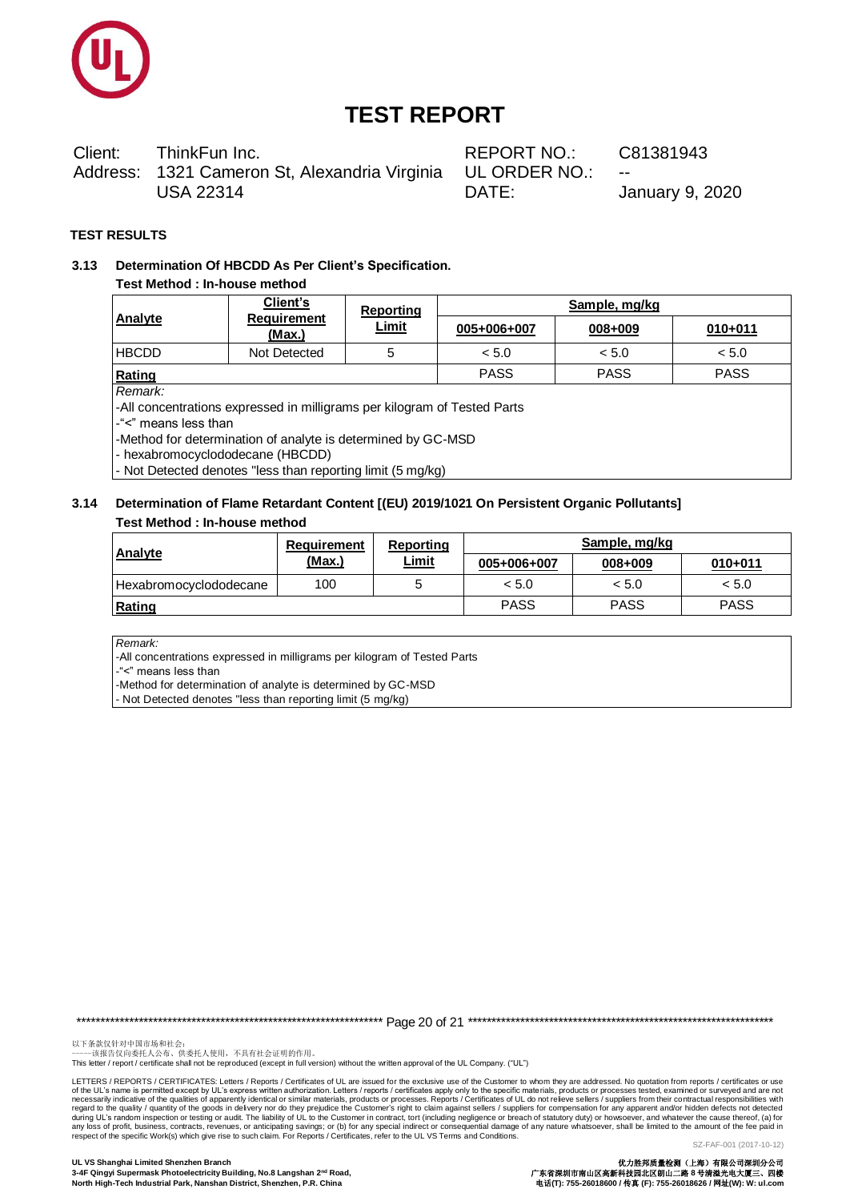# TEST REPORT

| Client: | ThinkFun Inc. | REPORT NO.: | C81381943 |
|---|---|---|---|
| Address: | 1321 Cameron St, Alexandria Virginia USA 22314 | UL ORDER NO.: | -- |
| | | DATE: | January 9, 2020 |

**TEST RESULTS**

### 3.13 Determination Of HBCDD As Per Client's Specification.

**Test Method : In-house method**

| Analyte | Client's Requirement (Max.) | Reporting Limit | Sample, mg/kg | | |
|---|---|---|---|---|---|
| | | | 005+006+007 | 008+009 | 010+011 |
| HBCDD | Not Detected | 5 | < 5.0 | < 5.0 | < 5.0 |
| **Rating** | | | PASS | PASS | PASS |

*Remark:*

-All concentrations expressed in milligrams per kilogram of Tested Parts
-"<" means less than
-Method for determination of analyte is determined by GC-MSD
- hexabromocyclododecane (HBCDD)
- Not Detected denotes "less than reporting limit (5 mg/kg)

### 3.14 Determination of Flame Retardant Content [(EU) 2019/1021 On Persistent Organic Pollutants]

**Test Method : In-house method**

| Analyte | Requirement (Max.) | Reporting Limit | Sample, mg/kg | | |
|---|---|---|---|---|---|
| | | | 005+006+007 | 008+009 | 010+011 |
| Hexabromocyclododecane | 100 | 5 | < 5.0 | < 5.0 | < 5.0 |
| **Rating** | | | PASS | PASS | PASS |

*Remark:*

-All concentrations expressed in milligrams per kilogram of Tested Parts
-"<" means less than
-Method for determination of analyte is determined by GC-MSD
- Not Detected denotes "less than reporting limit (5 mg/kg)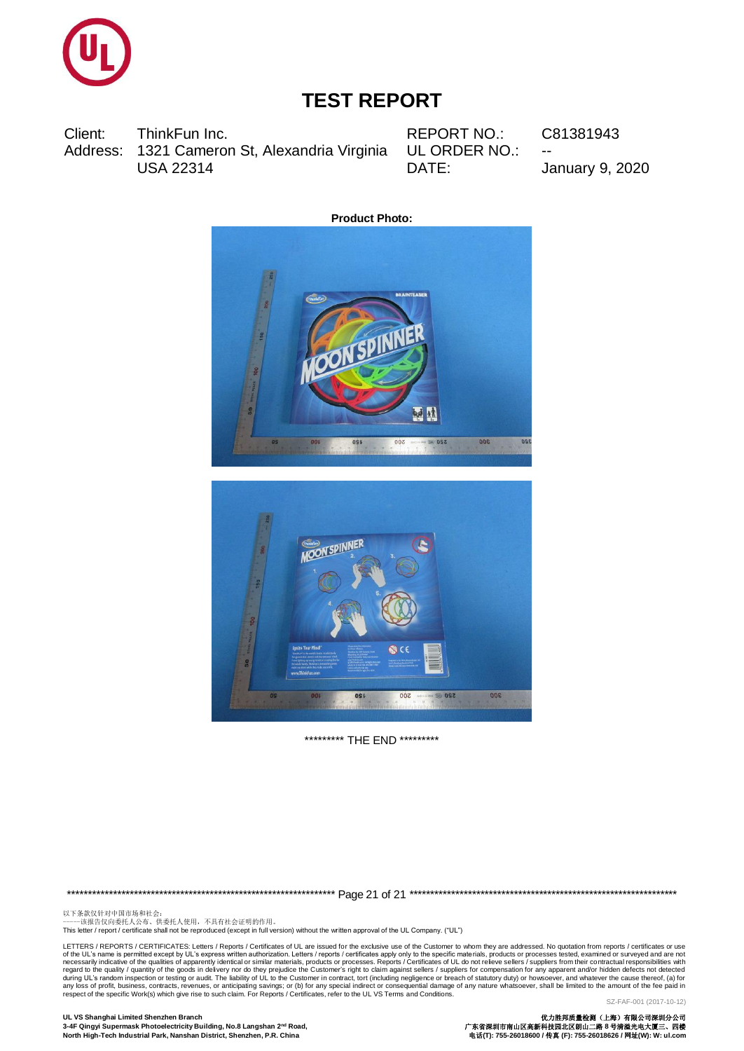# TEST REPORT

| | | | |
|---|---|---|---|
| Client: | ThinkFun Inc. | REPORT NO.: | C81381943 |
| Address: | 1321 Cameron St, Alexandria Virginia USA 22314 | UL ORDER NO.: | -- |
| | | DATE: | January 9, 2020 |

**Product Photo:**

********* THE END *********

以下条款仅针对中国市场和社会：
——该报告仅向委托人公布、供委托人使用，不具有社会证明的作用。
This letter / report / certificate shall not be reproduced (except in full version) without the written approval of the UL Company. ("UL")

LETTERS / REPORTS / CERTIFICATES: Letters / Reports / Certificates of UL are issued for the exclusive use of the Customer to whom they are addressed. No quotation from reports / certificates or use of the UL's name is permitted except by UL's express written authorization. Letters / reports / certificates apply only to the specific materials, products or processes tested, examined or surveyed and are not necessarily indicative of the qualities of apparently identical or similar materials, products or processes. Reports / Certificates of UL do not relieve sellers / suppliers from their contractual responsibilities with regard to the quality / quantity of the goods in delivery nor do they prejudice the Customer's right to claim against sellers / suppliers for compensation for any apparent and/or hidden defects not detected during UL's random inspection or testing or audit. The liability of UL to the Customer in contract, tort (including negligence or breach of statutory duty) or howsoever, and whatever the cause thereof, (a) for any loss of profit, business, contracts, revenues, or anticipating savings; or (b) for any special indirect or consequential damage of any nature whatsoever, shall be limited to the amount of the fee paid in respect of the specific Work(s) which give rise to such claim. For Reports / Certificates, refer to the UL VS Terms and Conditions.

SZ-FAF-001 (2017-10-12)

**UL VS Shanghai Limited Shenzhen Branch**
**3-4F Qingyi Supermask Photoelectricity Building, No.8 Langshan 2nd Road, North High-Tech Industrial Park, Nanshan District, Shenzhen, P.R. China**

**优力胜邦质量检测（上海）有限公司深圳分公司**
**广东省深圳市南山区高新科技园北区朗山二路 8 号清溢光电大厦三、四楼**
**电话(T): 755-26018600 / 传真 (F): 755-26018626 / 网址(W): W: ul.com**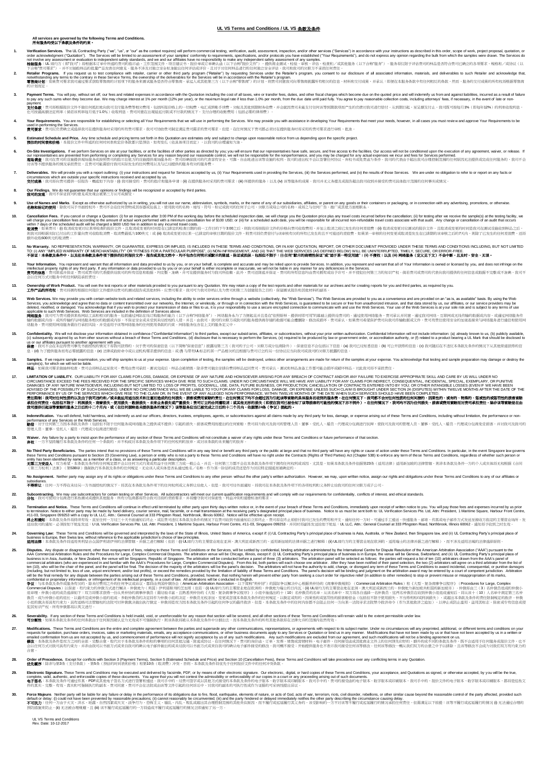# UL VS Terms and Conditions / UL VS 条款及条件

**All services are governed by the following Terms and Conditions.**
**所有服务均受以下条款及条件的约束。**

1. **Verification Services.** The UL Contracting Party ("we", "us", or "our" as the context requires) will perform commercial testing, verification, audit, assessment, inspection, and/or other services ("Services") in accordance with your instructions as described in this order, scope of work, project proposal, quotation, or order acknowledgment ("Quotation"). The Services will be limited to an assessment of your samples' conformity to requirements, specifications, and/or protocols you have established ("Your Requirements"), and do not express any opinion regarding the bulk from which the samples were drawn. The Services do not involve any assessment or evaluation to independent safety standards, and we and our affiliates have no responsibility to make any independent safety assessment of any samples.
**检验服务**：UL缔约方（即"我们"）将根据本订单中所描述的贵司的指示或，工作范围文件、项目建议书、报价单或订单确认函（以下合称"报价文件"），提供商业测试、检验、审核、评估、检查和/或其他服务（以下合称"服务"）。服务将仅限于评估贵司的样品是否符合贵司已建立的各项要求、规格和/或协议（以下合称"贵司要求"），并不对抽取样品的批量产品发表任何意见。服务不涉及对独立安全标准做出的任何评估或评价，我们和我们的关联方不承担对任何样品进行任何独立安全评估的责任。

2. **Retailer Programs.** If your request is to test compliance with a retailer, carrier or other third party program ("Retailer") by requesting Services under the Retailer's program, you consent to our disclosure of all associated information, materials, and deliverables to such Retailer and acknowledge that, notwithstanding any terms to the contrary in these Terms, the ownership of the deliverables for the Services will be in accordance with the Retailer's program.
**零售商计划**：如果贵司要求我司通过要求获取零售商的计划项下的服务来测试其是否符合零售商、承运人或其他第三方（以下合称"零售商"）的计划，则贵司同意我司向零售商披露所有相关的信息、材料和交付成果，并承认：即便在本服务条款中有任何相反的条款，服务的交付成果的所有权将根据零售商的计划而定。

3. **Payment Terms.** You will pay, without set off, our fees and related expenses in accordance with the Quotation including the cost of all taxes, wire or transfer fees, duties, and other fiscal charges which become due on the quoted price and will indemnify us from and against liabilities, incurred as a result of failure to pay any such sums when they become due. We may charge interest at 1% per month (12% per year), or the maximum legal rate if less than 1.0% per month, from the due date until paid fully. You agree to pay reasonable collection costs, including attorneys' fees, if necessary in the event of late or non-payment.
**支付条款**：贵司将根据报价文件不做任何抵扣地向我司支付服务费用和相关费用，包括所报价格上的一切税费、电汇或转账手续费、关税及其他到期财务收费，并就因贵司未能支付任何该等到期款项而产生的责任对我司进行赔付。从到期日起，至足额支付止，我司既可按每月1%（即每年12%）的利率收取利息，也可按最高法定利率（倘若该利率每月低于1.0%）收取利息。贵司同意在出现延迟付款或不付款的情况下，支付合理的收账费用（包括必要的律师费）。

4. **Your Requirements.** You are responsible for establishing or selecting all Your Requirements that we will use in performing the Services. We may provide you with assistance in developing Your Requirements that meet your needs, however, in all cases you must review and approve Your Requirements to be used in performing the Services.
**贵司要求**：贵司应负责确立或选择我司在提供服务时采用的所有贵司要求。我司可协助贵司确定满足贵司需求的贵司要求，但是，在任何情况下贵司都必须对在提供服务时采用的贵司要求进行审核、批准。

5. **Estimated Schedule and Price.** Any time schedule and pricing terms set forth in this Quotation are estimates only and subject to change upon reasonable notice from us depending upon the specific project.
**预估的时间表和价格**：本报价文件中所载的任何时间表和定价条款都只是预估，如有变化（依具体项目而定），以我司的合理通知为准。

6. **On-Site Investigations.** If we perform Services on site at your facilities, or at the facilities of other parties as directed by you, you will ensure that our representatives have safe, secure, and free access to the facilities. Our Services will not be conditioned upon the execution of any agreement, waiver, or release. If our representatives are prevented from performing or completing any Services for any reason beyond our reasonable control, we will not be responsible for the nonperformance, and you may be charged for any actual expenses we incur and fees for Services performed.
**现场调查**：我司在贵司的设施提供现场服务或按照贵司的指示在其他方的设施提供现场服务的，贵司将确保我司的代表享有安全、可靠、自由地进出该等设施的权利。我司的进出权不会以签署任何协议、弃权书或免责函为条件。如我司代表由于超出我司合理控制范围的任何原因而无法提供或完成任何服务的，我司不会对该等不履行服务的情况承担责任，且贵司可能需要支付我司实际发生的任何费用以及与已经提供的服务有关的服务费用。

7. **Deliverables.** We will provide you with a report outlining: (i) your instructions and request for Services accepted by us, (ii) Your Requirements used in providing the Services, (iii) the Services performed, and (iv) the results of those Services. We are under no obligation to refer to or report on any facts or circumstances which are outside your specific instructions received and accepted by us.
**交付成果**：我司将向贵司提供一份报告，概述如下内容：(i) 我司接受的、贵司的指示和服务申请；(ii) 在提供服务时采用的贵司要求；(iii) 所提供的服务；以及 (iv) 该等服务的成果。我司并无义务提及或报告超出我司收到并接受的贵司具体指示范围的任何事实或情况。

8. **Our Findings.** We do not guarantee that our opinions or findings will be recognized or accepted by third parties.
**我司的发现**：我司不保证我司的意见或发现会被第三方认可或接受。

9. **Use of Names and Marks.** Except as otherwise authorized by us in writing, you will not use our name, abbreviation, symbols, marks, or the name of any of our subsidiaries, affiliates, or parent on any goods or their containers or packaging, or in connection with any advertising, promotions, or otherwise.
**名称和标记的使用**：除我司另予书面授权外，贵司不会在任何货物或其容器或包装上，使用我司的名称、缩写、符号、标记或我司的任何子公司、关联方或母公司的名称，或将之与任何广告、推广或其他用途相联系。

10. **Cancellation Fees.** If you cancel or change a Quotation: (i) for an inspection that is cancelled after 3:00 PM of the working day before the scheduled inspection date, we will charge you the Quotation price plus any travel costs incurred before the cancellation; (ii) for testing after we receive the sample(s) at the testing facility, we will charge you cancellation fees according to the amount of actual work performed with a minimum cancellation fee of US$100 (or its equivalent in local currency); or (iii) for a scheduled audit date, you will be responsible for all incurred non-refundable travel costs associated with that audit. Any change or cancellation of an audit that occurs within 7 days of the scheduled audit will be charged a $600 USD fee in addition to any incurred travel costs.
**取消费**：如果贵司：(i) 取消或变更已经安排的检查，且取消时间在计划检查日期的前一工作日的下午3:00之后，则我司将按报价文件的价格向贵司收取费用，并加上取消之前已发生的任何差旅费；(ii) 取消或变更在测试设施收到样品之后进行的测试，则我司将根据实际已完成的工作量向贵司收取取消费，取消费最低为100美元；或 (iii) 取消或变更已排定的审核日期，则贵司将负责支付与该审核有关的所有已发生的且不可退还的差旅费。如果某一审核的任何变更或取消是发生在已排期的该审核之前的7天内，除了已发生的任何差旅费，还将额外收取600美元的取消费。

11. **No Warranty.** NO REPRESENTATION, WARRANTY, OR GUARANTEE, EXPRESS OR IMPLIED, IS INCLUDED IN THESE TERMS AND CONDITIONS, OR IN ANY QUOTATION, REPORT, OR OTHER DOCUMENT PROVIDED UNDER THESE TERMS AND CONDITIONS INCLUDING, BUT NOT LIMITED TO: (I) ANY IMPLIED WARRANTY OF MERCHANTABILITY OR FITNESS FOR A PARTICULAR PURPOSE, (II) NON-INFRINGEMENT, AND (III) THAT THE WEB SERVICES (AS DEFINED BELOW) WILL BE UNINTERRUPTED, TIMELY, SECURE, OR ERROR-FREE.
**不保证：本条款及条件中，以及在本条款及条件项下提供的任何报价文件、报告或其他文件中，均不包含任何明示或默示的陈述、保证或担保，包括但不限于：(i) 任何"适销性"或"适合某一特定用途"的默示保证；(ii) 不侵权；以及 (iii) 网络服务（定义见下文）不会中断，且及时、安全、无误。**

12. **Your Information.** You represent and warrant that all information and data provided to us by you, or on your behalf, is complete and accurate and may be relied upon to provide Services. In addition, you represent and warrant that all of Your Information is owned or licensed by you, and does not infringe on the intellectual property rights of any third party. If any information or data provided to us by you or on your behalf is either incomplete or inaccurate, we will not be liable in any manner for any deficiencies in the Services.
**贵司的信息**：贵司陈述并保证，贵司或他人代表贵司提供给我司的所有信息和数据，均完整、准确，并可在提供服务时为我司所依赖。此外，贵司还陈述并保证，贵司的所有信息均由贵司拥有或许可给贵司，并不侵犯任何第三方的知识产权。倘若贵司或他人代表贵司提供给我司的任何信息或数据不完整或不准确，我司不会以任何方式对服务中的任何缺陷承担责任。

13. **Ownership of Work Product.** You will own the test reports or other materials provided to you pursuant to any Quotation. We may retain a copy of the test reports and other materials for our archives and for creating reports for you and third parties, as required by you.
**工作产品的所有权**：贵司将拥有根据任何报价文件提供给贵司的测试报告或其他材料。应贵司要求，我司可为我司存档以及为贵司和第三方创建报告之目的，保留测试报告和其他材料的副本。

14. **Web Services.** We may provide you with certain website tools and related services, including the ability to order services online through a website (collectively, the "Web Services"). The Web Services are provided to you as a convenience and are provided on an "as is, as available" basis. By using the Web Services, you acknowledge and agree that no data or content transmitted over our networks, the Internet, or wirelessly, or through or in connection with the Web Services, is guaranteed to be secure or free from unauthorized intrusion, and that data stored by us, our affiliates, or our service providers may be deleted, modified, or damaged. You acknowledge that if you wish to protect your transmission of data or files to us, it is your responsibility to use a secure encrypted connection to communicate with and use the Web Services. Your use of the Web Services is at your sole risk and is subject to any terms of use applicable to such Web Services. Web Services are included in the definition of Services above.
**网络服务**：我司可为贵司提供若干网站工具和相关服务，包括通过网站在线订购服务的能力（以下合称"网络服务"）。网络服务系为了贵司的便利而提供，并按"现状"及"可获得"的基础提供。通过使用网络服务，贵司承认并同意：通过我司的网络、互联网或无线方式传输的，或通过网络服务传输的或与网络服务有关的任何数据或内容，均不保证安全或免受未经授权的侵入，且我司、我司的关联方或我司的服务提供商存储的数据可能会被删除、修改或损坏。贵司承认，如果贵司希望保护贵司向我司传输的数据或文件，则贵司有责任使用安全的加密连接来与网络服务进行通信和使用网络服务。贵司使用网络服务的风险由贵司自行承担，并受适用于该等网络服务的任何使用条款的约束。网络服务包含在上文所定义的服务之中。

15. **Confidentiality.** We will not disclose your information obtained in confidence ("Confidential Information") to third parties, except our subsidiaries, affiliates, or subcontractors, without your prior written authorization. Confidential Information will not include information: (a) already known to us, (b) publicly available, (c) subsequently acquired by us from other sources without a breach of these Terms and Conditions, (d) disclosure that is necessary to perform the Services, (e) required to be produced by law or government order, or accreditation authority, or (f) related to a product bearing a UL Mark that should be disclosed to us or our affiliates pursuant to another agreement with you.
**保密**：未经贵司事先书面授权，我司不会向除我司的子公司、关联方或分包商以外的第三方披露我司在保密情况下获得的贵司的信息（以下简称"保密信息"）。保密信息不包括以下信息：(a) 我司已知悉的信息；(b) 公开可获得的信息；(c) 我司其后在不违反本条款及条件的情况下从其他来源获得的信息；(d) 为提供服务而有必要披露的信息；(e) 根据法律或政府命令或认证机构要求须提供的信息；或 (f) 与带有UL标志的某一产品相关并根据与贵司订立的另一协议应向我司或我司的关联方披露的信息。

16. **Samples.** If we require sample examination, you will ship samples to us at your expense. Upon completion of testing, the samples will be destroyed, unless other arrangements are made for the return of the samples at your expense. You acknowledge that testing and sample preparation may damage or destroy the sample(s), for which we will not be liable.
**样品**：如果我司要求检验样品，贵司应将样品运至我司，费用由贵司承担。测试完成后，样品会被销毁，除非另行安排将样品退回且费用由贵司承担。贵司承认，测试和样品准备工作可能会损坏或销毁样品，对此我司不承担责任。

17. **LIMITATION OF LIABILITY.** OUR LIABILITY FOR ANY CLAIMS FOR LOSS, DAMAGE, OR EXPENSE OF ANY NATURE AND HOWSOEVER ARISING FOR ANY BREACH OF CONTRACT AND/OR ANY FAILURE TO EXERCISE APPROPRIATE SKILL AND CARE BY US WILL UNDER NO CIRCUMSTANCES EXCEED THE FEES RECEIVED FOR THE SPECIFIC SERVICES WHICH GIVE RISE TO SUCH CLAIMS. UNDER NO CIRCUMSTANCES WILL WE HAVE LIABILITY FOR ANY CLAIMS FOR INDIRECT, CONSEQUENTIAL, INCIDENTAL, SPECIAL, EXEMPLARY, OR PUNITIVE DAMAGES OF ANY NATURE WHATSOEVER, INCLUDING BUT NOT LIMITED TO LOSS OF PROFITS, GOODWILL, USE, DATA, FUTURE BUSINESS, OR PRODUCTION, CANCELLATION OF CONTRACTS ENTERED INTO BY YOU, OR OTHER INTANGIBLE LOSSES (EVEN IF WE HAVE BEEN ADVISED OF THE POSSIBILITY OF SUCH DAMAGES). UNDER NO CIRCUMSTANCES WILL WE BE LIABLE TO YOU FOR ANY CLAIMS FOR LOSS, DAMAGE, OR EXPENSE UNLESS SUCH CLAIM IS BROUGHT UNDER SECTION 24 (DISPUTES) WITHIN TWELVE MONTHS AFTER THE DATE OF THE PERFORMANCE BY US OF THE SERVICES WHICH GIVE RISE TO THE CLAIM OR, IN THE EVENT OF ANY ALLEGED NON-PERFORMANCE, WITHIN TWELVE MONTHS OF THE DATE WHEN SUCH SERVICES SHOULD HAVE BEEN COMPLETED.
**责任限制：我司对任何性质的且由于违约和/或未能运用适当技能和注意而造成的任何损失、损害或费用索赔的责任，在任何情况下均不会超过为引起该等索赔的具体服务而收到的费用。在任何情况下，我司都不会对任何性质的任何间接的、因果性的、或然性的、特殊的、惩戒性的或惩罚性的损害索赔承担任何责任，包括但不限于：利润损失、商誉损失、使用损失、数据损失、未来业务损失或产量损失；贵司订立的合同遭取消；或其他无形的损失（即使我司已被告知了该等损害的可能性的情况下亦不例外）。在任何情况下，我司均不因为任何损失、损害或费用索赔对贵司承担责任，除非该等索赔是在我司提供引起该等索赔的服务之日后的十二个月内，或（在任何据称是未提供服务的情况下）该等服务应当已被完成之日后的十二个月内，依据第24条（争议）提起的。**

18. **Indemnification.** You will defend, hold harmless, and indemnify us and our officers, directors, trustees, employees, agents, or subcontractors against all claims made by any third party for loss, damage, or expense arising out of these Terms and Conditions, including without limitation, the performance or non-performance of any Services or the Web Services.
**赔偿**：对于任何第三方因本条款及条件（包括但不限于任何服务或网络服务的提供或未提供）引起的损失、损害或费用提出的任何索赔，贵司将为我司及我司的管理人员、董事、受托人、雇员、代理或分包商进行抗辩，使我司及我司的管理人员、董事、受托人、雇员、代理或分包商免受损害，并对我司及我司的管理人员、董事、受托人、雇员、代理或分包商进行赔偿。

19. **Waiver.** Any failure by a party to insist upon the performance of any section of these Terms and Conditions will not constitute a waiver of any rights under these Terms and Conditions or future performance of that section.
**弃权**：一方不坚持履行本条款及条件的任何一个条款的，并不构成对本条款及条件项下的任何权利的放弃，或对该条款的未来履行的放弃。

20. **No Third Party Beneficiaries.** The parties intend that no provisions of these Terms and Conditions will in any way bind any third party or the public at large and that no third party will have any rights or cause of action under these Terms and Conditions. In particular, in the event Singapore law governs these Terms and Conditions pursuant to Section 23 (Governing Law), a person or entity who is not a party to these Terms and Conditions will have no right under the Contracts (Rights of Third Parties) Act (Chapter 53B) to enforce any term of these Terms and Conditions, regardless of whether such person or entity has been identified by name, as a member of a class, or as answering a particular description.
**无第三方受益人**：双方希望，本条款及条件的任何规定都不会以任何方式约束任何第三方或一般公众，并且，任何第三方都不会在本条款及条件项下拥有任何权利或诉因。尤其是，如果本条款及条件依据第23条（适用法律）适用新加坡法律，则非本条款及条件一方的个人或实体在《合同（第三方权利）法》（第53B章）项下均无权强制执行本条款及条件的任何规定，无论该人或实体是否被以姓名/名称、作为某一阶层的成员或作为符合某种特定描述而被确定的。

21. **No Assignment.** Neither party may assign any of its rights or obligations under these Terms and Conditions to any other person without the other party's written authorization. However, we may, upon written notice, assign our rights and obligations under these Terms and Conditions to any of our affiliates or subsidiaries.
**不得转让**：任何一方不得在未经另一方书面授权的情况下，将其在本条款及条件项下的任何权利或义务转让给他人。但是，我司可以在书面通知后，将我司在本条款及条件项下的各项权利和义务转让给我司的任何关联方或子公司。

22. **Subcontracting.** We may use subcontractors for certain testing or other Services. All subcontractors will meet our current qualification requirements and will comply with our requirements for confidentiality, conflicts of interest, and ethical standards.
**分包**：我司可就特定测试或其他服务使用分包商。所有分包商都将满足我司目前的资质要求，并将遵守我司对保密性、利益冲突和道德标准的要求。

23. **Termination and Notice.** These Terms and Conditions will continue in effect until terminated by either party upon thirty days written notice or, in the event of breach of these Terms and Conditions, immediately upon receipt of written notice by you. You will pay those fees and expenses incurred by us prior to termination. Notice to either party may be made by hand delivery, courier service, mail, facsimile, or e-mail transmission at the receiving party's designated principal place of business. Notice to us must be sent to: UL Verification Services Pte. Ltd, Attn: President, 1 Maritime Square, Harbour Front Centre, #11-03, Singapore 099253 with a copy to UL LLC, Attn.: General Counsel at 333 Pfingsten Road, Northbrook, Illinois 60062. Notice will be effective upon receipt.
**终止和通知**：本条款及条件将持续有效，直至任何一方经三十天书面通知后终止，或在贵司违反本条款及条件的情况下在贵司收到书面通知后立即终止。贵司将支付终止前我司已发生的费用和开支。通知任何一方时，可通过手工递送、快递服务、邮寄、传真或电子邮件方式发送至接收方指定的主要营业地点。发送给我司的通知，必须同时发送至：UL Verification Services Pte. Ltd, Attn: President, 1 Maritime Square, Harbour Front Centre, #11-03, Singapore 099253，并同时将副本发送给如下地址：UL LLC, Attn.: General Counsel at 333 Pfingsten Road, Northbrook, Illinois 60062。通知将于收到之时生效。

24. **Governing Law.** These Terms and Conditions will be governed and interpreted by the laws of the State of Illinois, United States of America, except if: (i) UL Contracting Party's principal place of business is Asia, Australia, or New Zealand, then Singapore law; and (ii) UL Contracting Party's principal place of business is Europe, then Swiss law, without reference to the applicable jurisdiction's choice of law principles.
**适用法律**：本条款及条件将受美利坚合众国伊利诺伊州法律管辖，并据之进行解释，但若：(i) UL缔约方的主要营业地在亚洲、澳大利亚或新西兰的，适用新加坡的法律并据之进行解释；(ii) UL缔约方的主要营业地在欧洲的，适用瑞士法律，而不涉及适用法域的法律选择原则。

25. **Disputes.** Any dispute or disagreement, other than nonpayment of fees, relating to these Terms and Conditions or the Services, will be settled by confidential, binding arbitration administered by the International Centre for Dispute Resolution of the American Arbitration Association ("AAA") pursuant to the AAA Commercial Arbitration Rules and the Procedures for Large, Complex Commercial Disputes. The arbitration venue will be Chicago, Illinois, except if: (i) UL Contracting Party's principal place of business is in Europe, the venue will be Geneva, Switzerland, and (ii) UL Contracting Party's principal place of business is in Asia, Australia, or New Zealand, the venue will be Singapore, Republic of Singapore. The arbitration will be conducted before a panel of three (3) arbitrators. The arbitration panel will be selected as follows: The parties will request a list of ten (10) arbitrators drawn from the AAA's panel of commercial arbitrators (who are experienced in and familiar with the AAA's Procedures for Large, Complex Commercial Disputes). From this list, both parties will each choose one arbitrator. After they have been notified of their panel selection, the two (2) arbitrators will agree on a third arbitrator from the list of ten (10), who will be the chair of the panel, and the panel will be final. The decision of the majority of the arbitrators will be the panel's decision. The arbitrators will not have the authority to add to, change, or disregard any term of these Terms and Conditions to award indirect, incidental, consequential, or punitive damages (including, but not limited to loss of use, unjust enrichment, and/or lost profits), or exceed the remedies provided by the limitation of liability of these Terms and Conditions. The panel's decision will be binding and judgment on the arbitration award may be entered by a court of competent jurisdiction. Arbitration will be the final remedy for any dispute between the parties arising out of these Terms and Conditions, provided, however, that nothing herein will prevent either party from seeking a court order for injunctive relief (in addition to other remedies) to stop or prevent misuse or misappropriation of its marks, confidential or proprietary information, or infringement of its intellectual property, in a court of law. All arbitrations will be conducted in English.
**争议**：与本条款及条件或服务有关的任何争议或分歧（未付费用除外），都将根据美国仲裁协会（以下简称"AAA"）的《商事仲裁规则》及《大型、复杂商事争议程序》，由AAA的国际争议解决中心管理的保密、有约束力的仲裁解决。仲裁地点将为伊利诺伊州芝加哥，但若：(i) UL缔约方的主要营业地在欧洲的，仲裁地点将为瑞士日内瓦；及 (ii) UL缔约方的主要营业地在亚洲、澳大利亚或新西兰的，仲裁地点将为新加坡共和国新加坡。仲裁将由三（3）名仲裁员组成的仲裁庭进行。仲裁庭的成员选择如下：双方将要求从AAA的商事仲裁员名册（在《大型、复杂商事争议程序》方面有经验并熟悉该程序的仲裁员）中抽选十（10）名仲裁员的名单。从该名单中，双方将各自选择一名仲裁员。这两名仲裁员在收到仲裁庭成员选择的通知后，将从该十（10）名人员名单中商定第三名仲裁员，该仲裁员将担任仲裁庭首席仲裁员，仲裁庭组成即告最终确定。多数仲裁员的决定将作为仲裁庭的决定。仲裁员无权增加、变更或忽视本条款及条件的任何规定，以裁定间接的、或然性的、因果性的或惩罚性的损害赔偿金（包括但不限于使用损失、不当得利和/或利润损失），或超出本条款及条件的责任限制所规定的补救措施。仲裁庭的决定具有约束力，且有管辖权的法院可对仲裁裁决作出判决。仲裁将是双方之间因本条款及条件引起的任何争议的最终补救措施，但是，本条款及条件中的任何内容都不会阻止任何一方在法院寻求禁令救济（以及其他补救措施）的法院命令，以制止或防止其标志、保密或专有信息被滥用或挪用，或其知识产权遭受侵犯。所有仲裁均将以英文进行。

26. **Severability.** If any section of these Terms and Conditions is held invalid, void, or unenforceable for any reason that section will be severed, and all other sections of these Terms and Conditions will remain valid to the extent permissible under law.
**可分割性**：如果本条款及条件的任何条款因任何原因被认定为无效或不可强制执行，则该条款将被从本条款及条件中分割出去，而本条款及条件的所有其他条款将在法律允许的范围内保持有效。

27. **Modifications.** These Terms and Conditions are the entire and complete agreement between the parties and supersede any other communications, representations, or agreements with respect to its subject matter. Under no circumstances will any preprinted, additional, or different terms and conditions on your requests for quotation, purchase orders, invoices, sales or marketing materials, emails, acceptance communications, or other business documents apply to any Services or Quotation or bind us in any manner. Modifications that have not been made by us or that have not been accepted by us in a written or emailed confirmation from us are not accepted by us, and commencement of performance will not signify acceptance by us of any such modifications. Any such modifications are excluded from our agreement, and such modifications will not be a binding agreement on us.
**修改**：本条款及条件是双方之间的全部、完整协议，取代双方之间与本条款及条件的标的事项有关的任何其他沟通、陈述或协议。在任何情况下，贵司的报价申请、采购订单、发票、销售或营销材料、电子邮件、接受通知或其他商业文件上的任何预先印制的、额外的或不同的条款及条件都不适用于任何服务或报价文件，或以任何方式约束我司。并非由我司作出的修改或未经我司以书面或电子邮件确认方式接受的修改，不被我司接受，且开始履行服务也不表示我司接受任何该等修改。任何该等修改均被排除在我司的协议之外，且该等修改对我司不具有约束力。

28. **Order of Precedence.** Except for conflicts with Section 3 (Payment Terms), Section 5 (Estimated Schedule and Price), and Section 10 (Cancellation Fees), these Terms and Conditions will take precedence over any conflicting terms in any Quotation.
**优先顺序**：除与第3条（支付条款）、第5条（预估的时间表和价格）和第10条（取消费）冲突外，本条款及条件将优先于任何报价文件中的任何冲突条款。

29. **Electronic Signature.** These Terms and Conditions may be executed and delivered by facsimile, PDF, or by means of other electronic signature. Our electronic, digital, or hard copies of these Terms and Conditions, your acceptance, and Quotations as signed, or otherwise accepted, by you will be the true, complete, valid, authentic, and enforceable copies of these documents. You agree that you will not contest the admissibility or enforceability of our copies in a court or any proceeding arising out of such documents.
**电子签名**：本条款及条件可通过传真、PDF或其他电子签名方式签署和交付。我司持有的本条款及条件、贵司的接受以及经贵司签署或以其他方式接受的报价文件的电子版、数字版或纸质副本，均为该等文件的真实、完整、有效、可信且可强制执行的副本。贵司同意，在法院或因该等文件引起的任何程序中，贵司不会对我司副本的可采性或可执行性提出异议。

30. **Force Majeure.** Neither party will be liable for any failure or delay in the performance of its obligations due to fire, flood, earthquake, elements of nature, or acts of God, acts of war, terrorism, riots, civil disorder, rebellions, or other similar cause beyond the reasonable control of the party affected, provided such default or delay: (i) could not have been prevented by reasonable precautions; (ii) cannot reasonably be circumvented; (iii) and the party hindered or delayed immediately notifies the other party describing the circumstance causing delay.
**不可抗力**：任何一方均不会因为火灾、洪水、地震、自然因素或天灾、战争行为、恐怖主义、骚乱、内乱、叛乱或超出受影响方合理控制范围的其他类似原因，而未履行或延迟履行其义务承担责任，但前提是该等不履行或延迟履行的情况须同时符合以下条件：(i) 该等不履行或延迟履行的情况无法通过合理的预防措施来防止；(ii) 无法合理地规避；且 (iii) 受阻碍或延迟的一方立即通知另一方，并描述造成延迟的情况。